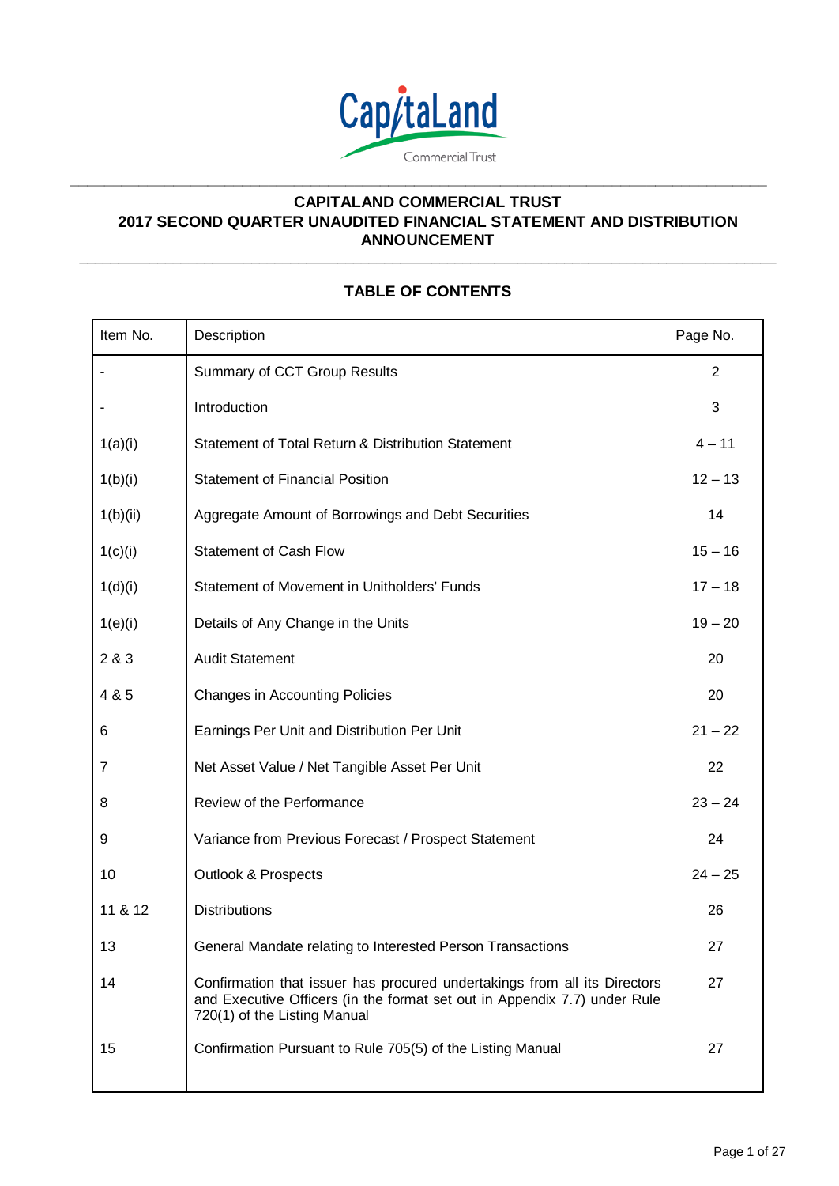CapitaLand

Commercial Trust

# CAPITALAND COMMERCIAL TRUST
# 2017 SECOND QUARTER UNAUDITED FINANCIAL STATEMENT AND DISTRIBUTION ANNOUNCEMENT

## TABLE OF CONTENTS

| Item No. | Description | Page No. |
|---|---|---|
| - | Summary of CCT Group Results | 2 |
| - | Introduction | 3 |
| 1(a)(i) | Statement of Total Return & Distribution Statement | 4 – 11 |
| 1(b)(i) | Statement of Financial Position | 12 – 13 |
| 1(b)(ii) | Aggregate Amount of Borrowings and Debt Securities | 14 |
| 1(c)(i) | Statement of Cash Flow | 15 – 16 |
| 1(d)(i) | Statement of Movement in Unitholders' Funds | 17 – 18 |
| 1(e)(i) | Details of Any Change in the Units | 19 – 20 |
| 2 & 3 | Audit Statement | 20 |
| 4 & 5 | Changes in Accounting Policies | 20 |
| 6 | Earnings Per Unit and Distribution Per Unit | 21 – 22 |
| 7 | Net Asset Value / Net Tangible Asset Per Unit | 22 |
| 8 | Review of the Performance | 23 – 24 |
| 9 | Variance from Previous Forecast / Prospect Statement | 24 |
| 10 | Outlook & Prospects | 24 – 25 |
| 11 & 12 | Distributions | 26 |
| 13 | General Mandate relating to Interested Person Transactions | 27 |
| 14 | Confirmation that issuer has procured undertakings from all its Directors and Executive Officers (in the format set out in Appendix 7.7) under Rule 720(1) of the Listing Manual | 27 |
| 15 | Confirmation Pursuant to Rule 705(5) of the Listing Manual | 27 |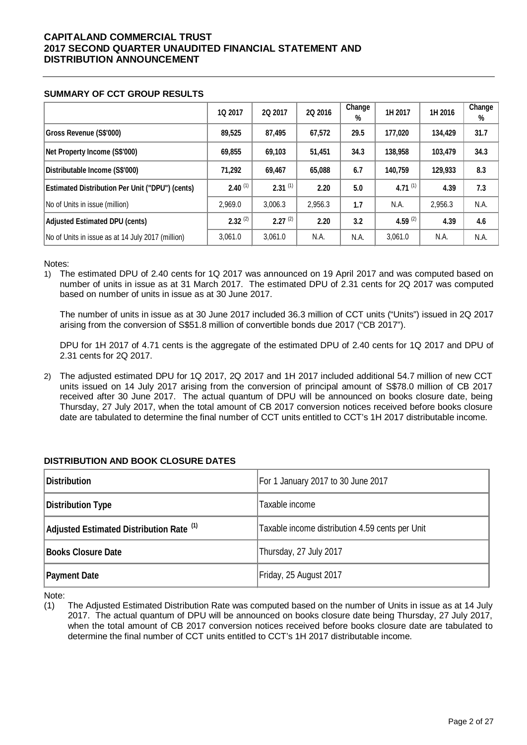# CAPITALAND COMMERCIAL TRUST
# 2017 SECOND QUARTER UNAUDITED FINANCIAL STATEMENT AND DISTRIBUTION ANNOUNCEMENT

## SUMMARY OF CCT GROUP RESULTS

| | 1Q 2017 | 2Q 2017 | 2Q 2016 | Change % | 1H 2017 | 1H 2016 | Change % |
|---|---|---|---|---|---|---|---|
| **Gross Revenue (S$'000)** | **89,525** | **87,495** | **67,572** | **29.5** | **177,020** | **134,429** | **31.7** |
| **Net Property Income (S$'000)** | **69,855** | **69,103** | **51,451** | **34.3** | **138,958** | **103,479** | **34.3** |
| **Distributable Income (S$'000)** | **71,292** | **69,467** | **65,088** | **6.7** | **140,759** | **129,933** | **8.3** |
| **Estimated Distribution Per Unit ("DPU") (cents)** | **2.40** [1] | **2.31** [1] | **2.20** | **5.0** | **4.71** [1] | **4.39** | **7.3** |
| No of Units in issue (million) | 2,969.0 | 3,006.3 | 2,956.3 | **1.7** | N.A. | 2,956.3 | N.A. |
| **Adjusted Estimated DPU (cents)** | **2.32** [2] | **2.27** [2] | **2.20** | **3.2** | **4.59** [2] | **4.39** | **4.6** |
| No of Units in issue as at 14 July 2017 (million) | 3,061.0 | 3,061.0 | N.A. | N.A. | 3,061.0 | N.A. | N.A. |

Notes:

1) The estimated DPU of 2.40 cents for 1Q 2017 was announced on 19 April 2017 and was computed based on number of units in issue as at 31 March 2017. The estimated DPU of 2.31 cents for 2Q 2017 was computed based on number of units in issue as at 30 June 2017.

   The number of units in issue as at 30 June 2017 included 36.3 million of CCT units ("Units") issued in 2Q 2017 arising from the conversion of S$51.8 million of convertible bonds due 2017 ("CB 2017").

   DPU for 1H 2017 of 4.71 cents is the aggregate of the estimated DPU of 2.40 cents for 1Q 2017 and DPU of 2.31 cents for 2Q 2017.

2) The adjusted estimated DPU for 1Q 2017, 2Q 2017 and 1H 2017 included additional 54.7 million of new CCT units issued on 14 July 2017 arising from the conversion of principal amount of S$78.0 million of CB 2017 received after 30 June 2017. The actual quantum of DPU will be announced on books closure date, being Thursday, 27 July 2017, when the total amount of CB 2017 conversion notices received before books closure date are tabulated to determine the final number of CCT units entitled to CCT's 1H 2017 distributable income.

## DISTRIBUTION AND BOOK CLOSURE DATES

| | |
|---|---|
| **Distribution** | For 1 January 2017 to 30 June 2017 |
| **Distribution Type** | Taxable income |
| **Adjusted Estimated Distribution Rate** [1] | Taxable income distribution 4.59 cents per Unit |
| **Books Closure Date** | Thursday, 27 July 2017 |
| **Payment Date** | Friday, 25 August 2017 |

Note:

(1) The Adjusted Estimated Distribution Rate was computed based on the number of Units in issue as at 14 July 2017. The actual quantum of DPU will be announced on books closure date being Thursday, 27 July 2017, when the total amount of CB 2017 conversion notices received before books closure date are tabulated to determine the final number of CCT units entitled to CCT's 1H 2017 distributable income.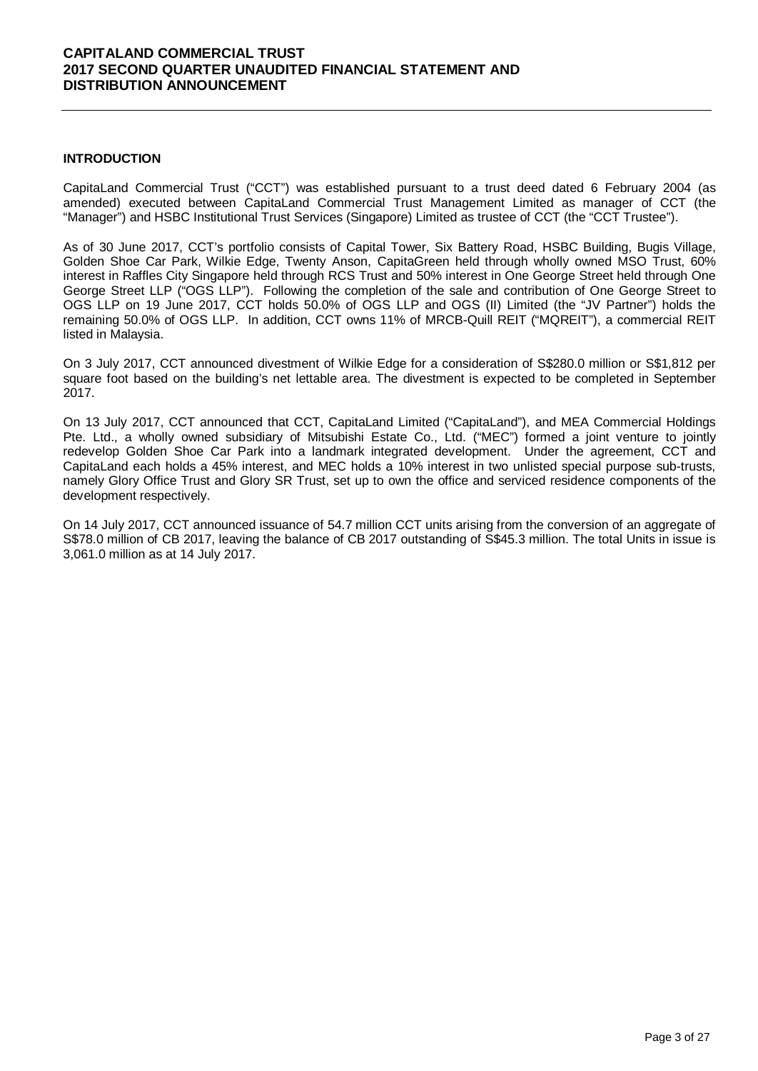## INTRODUCTION

CapitaLand Commercial Trust ("CCT") was established pursuant to a trust deed dated 6 February 2004 (as amended) executed between CapitaLand Commercial Trust Management Limited as manager of CCT (the "Manager") and HSBC Institutional Trust Services (Singapore) Limited as trustee of CCT (the "CCT Trustee").

As of 30 June 2017, CCT's portfolio consists of Capital Tower, Six Battery Road, HSBC Building, Bugis Village, Golden Shoe Car Park, Wilkie Edge, Twenty Anson, CapitaGreen held through wholly owned MSO Trust, 60% interest in Raffles City Singapore held through RCS Trust and 50% interest in One George Street held through One George Street LLP ("OGS LLP"). Following the completion of the sale and contribution of One George Street to OGS LLP on 19 June 2017, CCT holds 50.0% of OGS LLP and OGS (II) Limited (the "JV Partner") holds the remaining 50.0% of OGS LLP. In addition, CCT owns 11% of MRCB-Quill REIT ("MQREIT"), a commercial REIT listed in Malaysia.

On 3 July 2017, CCT announced divestment of Wilkie Edge for a consideration of S$280.0 million or S$1,812 per square foot based on the building's net lettable area. The divestment is expected to be completed in September 2017.

On 13 July 2017, CCT announced that CCT, CapitaLand Limited ("CapitaLand"), and MEA Commercial Holdings Pte. Ltd., a wholly owned subsidiary of Mitsubishi Estate Co., Ltd. ("MEC") formed a joint venture to jointly redevelop Golden Shoe Car Park into a landmark integrated development. Under the agreement, CCT and CapitaLand each holds a 45% interest, and MEC holds a 10% interest in two unlisted special purpose sub-trusts, namely Glory Office Trust and Glory SR Trust, set up to own the office and serviced residence components of the development respectively.

On 14 July 2017, CCT announced issuance of 54.7 million CCT units arising from the conversion of an aggregate of S$78.0 million of CB 2017, leaving the balance of CB 2017 outstanding of S$45.3 million. The total Units in issue is 3,061.0 million as at 14 July 2017.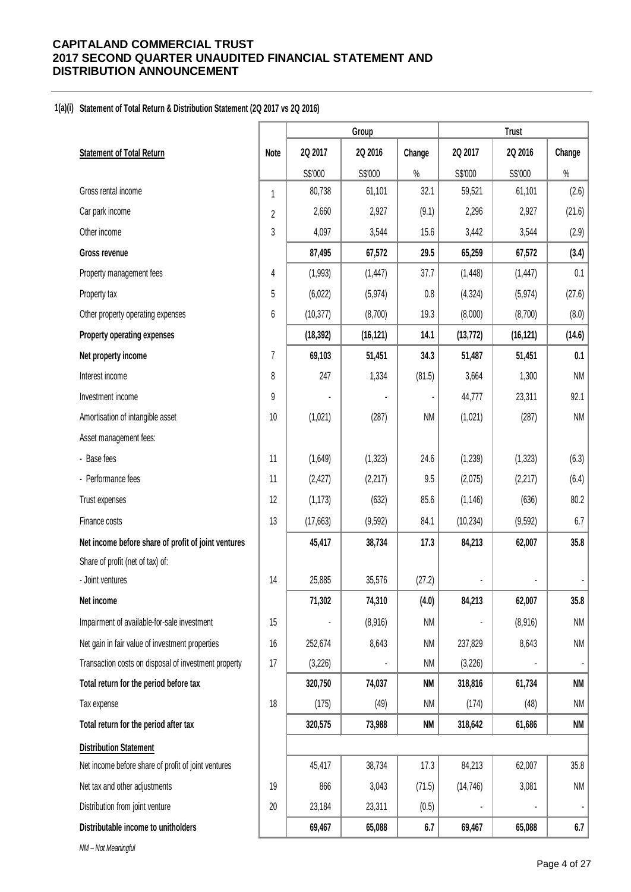# CAPITALAND COMMERCIAL TRUST
# 2017 SECOND QUARTER UNAUDITED FINANCIAL STATEMENT AND DISTRIBUTION ANNOUNCEMENT

**1(a)(i) Statement of Total Return & Distribution Statement (2Q 2017 vs 2Q 2016)**

| | | Group | | | Trust | | |
|---|---|---|---|---|---|---|---|
| **Statement of Total Return** | **Note** | **2Q 2017** | **2Q 2016** | **Change** | **2Q 2017** | **2Q 2016** | **Change** |
| | | S$'000 | S$'000 | % | S$'000 | S$'000 | % |
| Gross rental income | 1 | 80,738 | 61,101 | 32.1 | 59,521 | 61,101 | (2.6) |
| Car park income | 2 | 2,660 | 2,927 | (9.1) | 2,296 | 2,927 | (21.6) |
| Other income | 3 | 4,097 | 3,544 | 15.6 | 3,442 | 3,544 | (2.9) |
| **Gross revenue** | | **87,495** | **67,572** | **29.5** | **65,259** | **67,572** | **(3.4)** |
| Property management fees | 4 | (1,993) | (1,447) | 37.7 | (1,448) | (1,447) | 0.1 |
| Property tax | 5 | (6,022) | (5,974) | 0.8 | (4,324) | (5,974) | (27.6) |
| Other property operating expenses | 6 | (10,377) | (8,700) | 19.3 | (8,000) | (8,700) | (8.0) |
| **Property operating expenses** | | **(18,392)** | **(16,121)** | **14.1** | **(13,772)** | **(16,121)** | **(14.6)** |
| **Net property income** | 7 | **69,103** | **51,451** | **34.3** | **51,487** | **51,451** | **0.1** |
| Interest income | 8 | 247 | 1,334 | (81.5) | 3,664 | 1,300 | NM |
| Investment income | 9 | - | - | - | 44,777 | 23,311 | 92.1 |
| Amortisation of intangible asset | 10 | (1,021) | (287) | NM | (1,021) | (287) | NM |
| Asset management fees: | | | | | | | |
| - Base fees | 11 | (1,649) | (1,323) | 24.6 | (1,239) | (1,323) | (6.3) |
| - Performance fees | 11 | (2,427) | (2,217) | 9.5 | (2,075) | (2,217) | (6.4) |
| Trust expenses | 12 | (1,173) | (632) | 85.6 | (1,146) | (636) | 80.2 |
| Finance costs | 13 | (17,663) | (9,592) | 84.1 | (10,234) | (9,592) | 6.7 |
| **Net income before share of profit of joint ventures** | | **45,417** | **38,734** | **17.3** | **84,213** | **62,007** | **35.8** |
| Share of profit (net of tax) of: | | | | | | | |
| - Joint ventures | 14 | 25,885 | 35,576 | (27.2) | - | - | - |
| **Net income** | | **71,302** | **74,310** | **(4.0)** | **84,213** | **62,007** | **35.8** |
| Impairment of available-for-sale investment | 15 | - | (8,916) | NM | - | (8,916) | NM |
| Net gain in fair value of investment properties | 16 | 252,674 | 8,643 | NM | 237,829 | 8,643 | NM |
| Transaction costs on disposal of investment property | 17 | (3,226) | - | NM | (3,226) | - | - |
| **Total return for the period before tax** | | **320,750** | **74,037** | **NM** | **318,816** | **61,734** | **NM** |
| Tax expense | 18 | (175) | (49) | NM | (174) | (48) | NM |
| **Total return for the period after tax** | | **320,575** | **73,988** | **NM** | **318,642** | **61,686** | **NM** |
| **Distribution Statement** | | | | | | | |
| Net income before share of profit of joint ventures | | 45,417 | 38,734 | 17.3 | 84,213 | 62,007 | 35.8 |
| Net tax and other adjustments | 19 | 866 | 3,043 | (71.5) | (14,746) | 3,081 | NM |
| Distribution from joint venture | 20 | 23,184 | 23,311 | (0.5) | - | - | - |
| **Distributable income to unitholders** | | **69,467** | **65,088** | **6.7** | **69,467** | **65,088** | **6.7** |

*NM – Not Meaningful*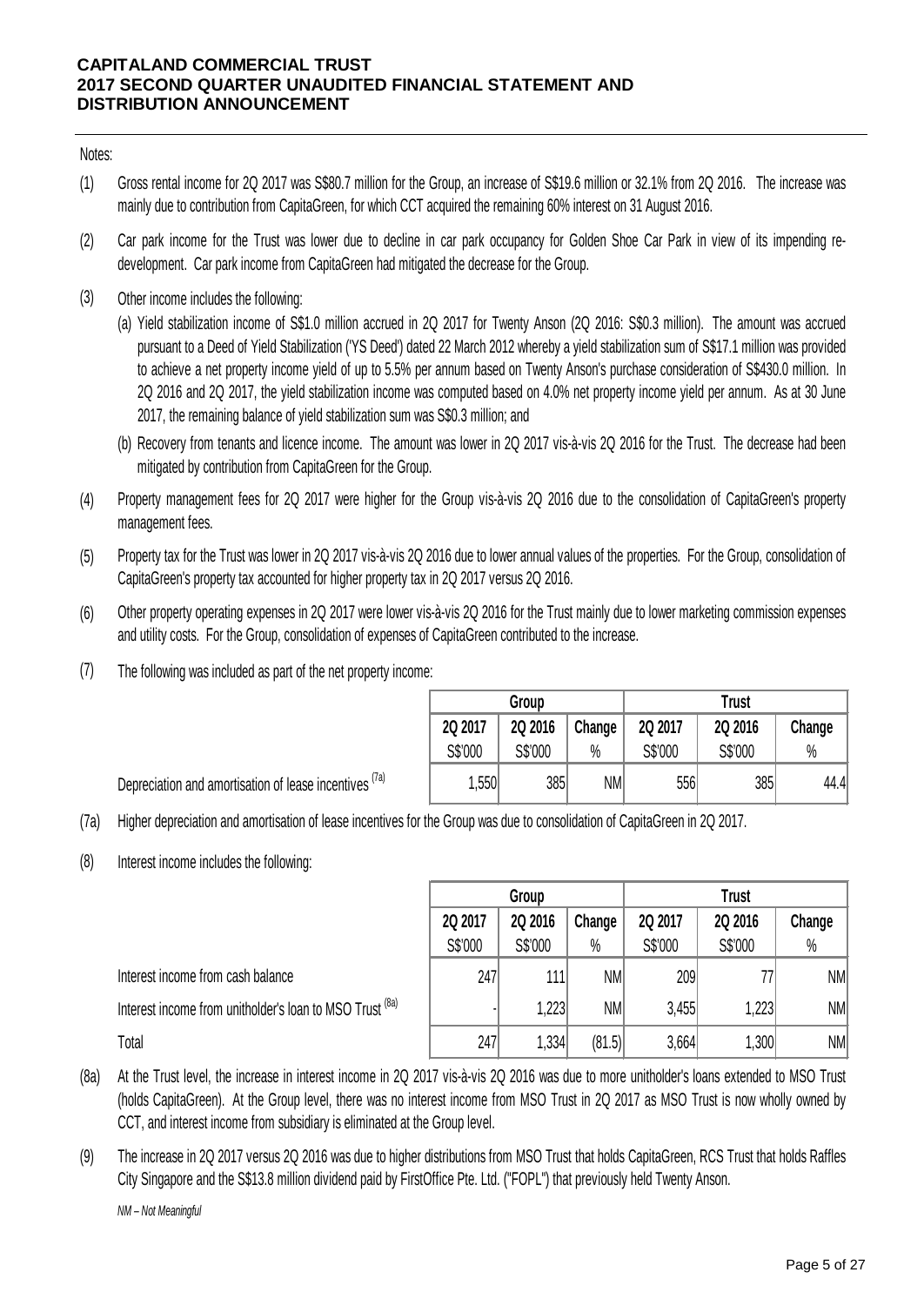Notes:

(1) Gross rental income for 2Q 2017 was S$80.7 million for the Group, an increase of S$19.6 million or 32.1% from 2Q 2016. The increase was mainly due to contribution from CapitaGreen, for which CCT acquired the remaining 60% interest on 31 August 2016.

(2) Car park income for the Trust was lower due to decline in car park occupancy for Golden Shoe Car Park in view of its impending re-development. Car park income from CapitaGreen had mitigated the decrease for the Group.

(3) Other income includes the following:

(a) Yield stabilization income of S$1.0 million accrued in 2Q 2017 for Twenty Anson (2Q 2016: S$0.3 million). The amount was accrued pursuant to a Deed of Yield Stabilization ('YS Deed') dated 22 March 2012 whereby a yield stabilization sum of S$17.1 million was provided to achieve a net property income yield of up to 5.5% per annum based on Twenty Anson's purchase consideration of S$430.0 million. In 2Q 2016 and 2Q 2017, the yield stabilization income was computed based on 4.0% net property income yield per annum. As at 30 June 2017, the remaining balance of yield stabilization sum was S$0.3 million; and

(b) Recovery from tenants and licence income. The amount was lower in 2Q 2017 vis-à-vis 2Q 2016 for the Trust. The decrease had been mitigated by contribution from CapitaGreen for the Group.

(4) Property management fees for 2Q 2017 were higher for the Group vis-à-vis 2Q 2016 due to the consolidation of CapitaGreen's property management fees.

(5) Property tax for the Trust was lower in 2Q 2017 vis-à-vis 2Q 2016 due to lower annual values of the properties. For the Group, consolidation of CapitaGreen's property tax accounted for higher property tax in 2Q 2017 versus 2Q 2016.

(6) Other property operating expenses in 2Q 2017 were lower vis-à-vis 2Q 2016 for the Trust mainly due to lower marketing commission expenses and utility costs. For the Group, consolidation of expenses of CapitaGreen contributed to the increase.

(7) The following was included as part of the net property income:

| | Group | | | Trust | | |
|---|---|---|---|---|---|---|
| | 2Q 2017 | 2Q 2016 | Change | 2Q 2017 | 2Q 2016 | Change |
| | S$'000 | S$'000 | % | S$'000 | S$'000 | % |
| Depreciation and amortisation of lease incentives [7a] | 1,550 | 385 | NM | 556 | 385 | 44.4 |

(7a) Higher depreciation and amortisation of lease incentives for the Group was due to consolidation of CapitaGreen in 2Q 2017.

(8) Interest income includes the following:

| | Group | | | Trust | | |
|---|---|---|---|---|---|---|
| | 2Q 2017 | 2Q 2016 | Change | 2Q 2017 | 2Q 2016 | Change |
| | S$'000 | S$'000 | % | S$'000 | S$'000 | % |
| Interest income from cash balance | 247 | 111 | NM | 209 | 77 | NM |
| Interest income from unitholder's loan to MSO Trust [8a] | - | 1,223 | NM | 3,455 | 1,223 | NM |
| Total | 247 | 1,334 | (81.5) | 3,664 | 1,300 | NM |

(8a) At the Trust level, the increase in interest income in 2Q 2017 vis-à-vis 2Q 2016 was due to more unitholder's loans extended to MSO Trust (holds CapitaGreen). At the Group level, there was no interest income from MSO Trust in 2Q 2017 as MSO Trust is now wholly owned by CCT, and interest income from subsidiary is eliminated at the Group level.

(9) The increase in 2Q 2017 versus 2Q 2016 was due to higher distributions from MSO Trust that holds CapitaGreen, RCS Trust that holds Raffles City Singapore and the S$13.8 million dividend paid by FirstOffice Pte. Ltd. ("FOPL") that previously held Twenty Anson.

*NM – Not Meaningful*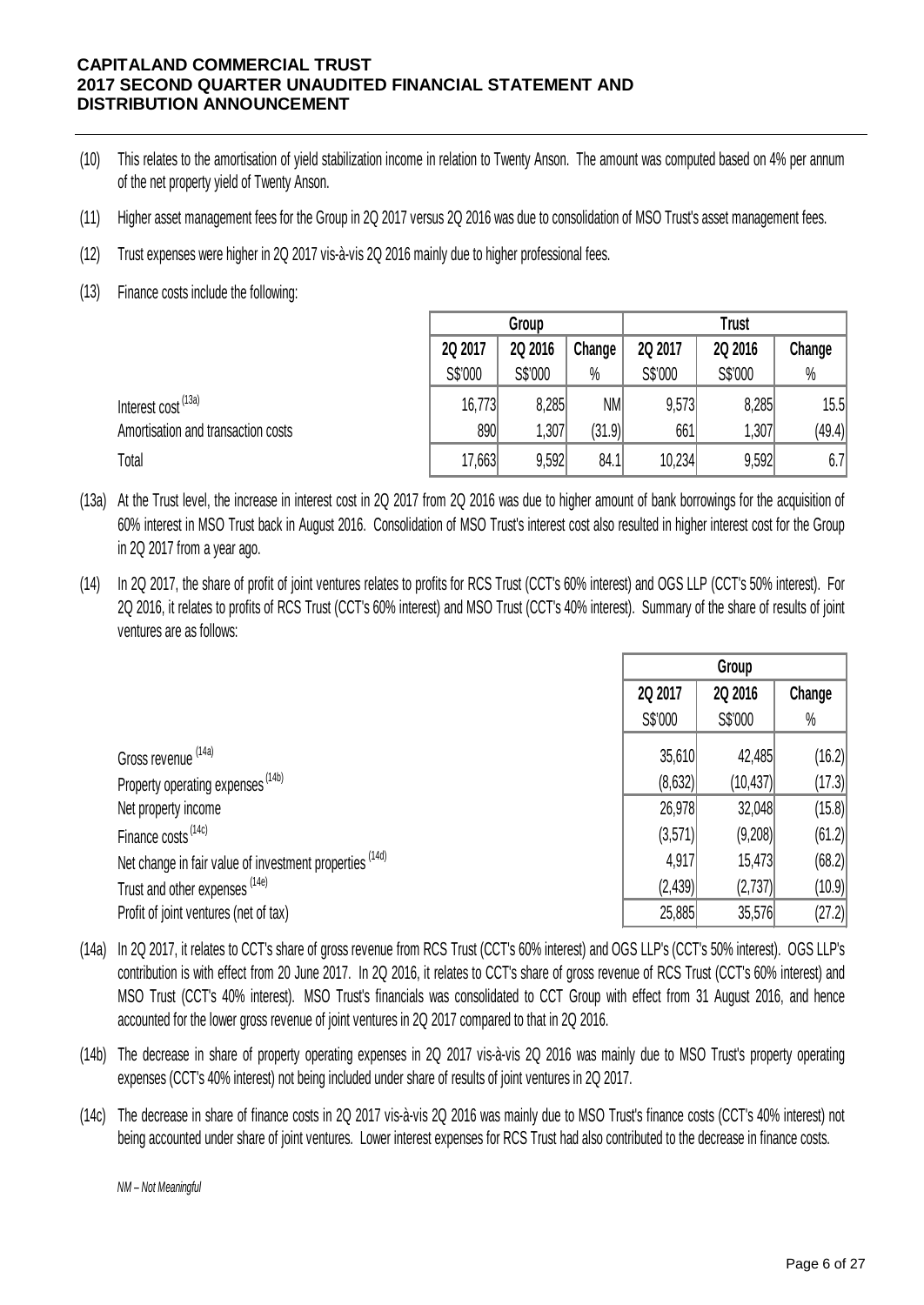(10) This relates to the amortisation of yield stabilization income in relation to Twenty Anson. The amount was computed based on 4% per annum of the net property yield of Twenty Anson.

(11) Higher asset management fees for the Group in 2Q 2017 versus 2Q 2016 was due to consolidation of MSO Trust's asset management fees.

(12) Trust expenses were higher in 2Q 2017 vis-à-vis 2Q 2016 mainly due to higher professional fees.

(13) Finance costs include the following:

| | Group | | | Trust | | |
|---|---|---|---|---|---|---|
| | 2Q 2017 | 2Q 2016 | Change | 2Q 2017 | 2Q 2016 | Change |
| | S$'000 | S$'000 | % | S$'000 | S$'000 | % |
| Interest cost [13a] | 16,773 | 8,285 | NM | 9,573 | 8,285 | 15.5 |
| Amortisation and transaction costs | 890 | 1,307 | (31.9) | 661 | 1,307 | (49.4) |
| Total | 17,663 | 9,592 | 84.1 | 10,234 | 9,592 | 6.7 |

(13a) At the Trust level, the increase in interest cost in 2Q 2017 from 2Q 2016 was due to higher amount of bank borrowings for the acquisition of 60% interest in MSO Trust back in August 2016. Consolidation of MSO Trust's interest cost also resulted in higher interest cost for the Group in 2Q 2017 from a year ago.

(14) In 2Q 2017, the share of profit of joint ventures relates to profits for RCS Trust (CCT's 60% interest) and OGS LLP (CCT's 50% interest). For 2Q 2016, it relates to profits of RCS Trust (CCT's 60% interest) and MSO Trust (CCT's 40% interest). Summary of the share of results of joint ventures are as follows:

| | Group | | |
|---|---|---|---|
| | 2Q 2017 | 2Q 2016 | Change |
| | S$'000 | S$'000 | % |
| Gross revenue [14a] | 35,610 | 42,485 | (16.2) |
| Property operating expenses [14b] | (8,632) | (10,437) | (17.3) |
| Net property income | 26,978 | 32,048 | (15.8) |
| Finance costs [14c] | (3,571) | (9,208) | (61.2) |
| Net change in fair value of investment properties [14d] | 4,917 | 15,473 | (68.2) |
| Trust and other expenses [14e] | (2,439) | (2,737) | (10.9) |
| Profit of joint ventures (net of tax) | 25,885 | 35,576 | (27.2) |

(14a) In 2Q 2017, it relates to CCT's share of gross revenue from RCS Trust (CCT's 60% interest) and OGS LLP's (CCT's 50% interest). OGS LLP's contribution is with effect from 20 June 2017. In 2Q 2016, it relates to CCT's share of gross revenue of RCS Trust (CCT's 60% interest) and MSO Trust (CCT's 40% interest). MSO Trust's financials was consolidated to CCT Group with effect from 31 August 2016, and hence accounted for the lower gross revenue of joint ventures in 2Q 2017 compared to that in 2Q 2016.

(14b) The decrease in share of property operating expenses in 2Q 2017 vis-à-vis 2Q 2016 was mainly due to MSO Trust's property operating expenses (CCT's 40% interest) not being included under share of results of joint ventures in 2Q 2017.

(14c) The decrease in share of finance costs in 2Q 2017 vis-à-vis 2Q 2016 was mainly due to MSO Trust's finance costs (CCT's 40% interest) not being accounted under share of joint ventures. Lower interest expenses for RCS Trust had also contributed to the decrease in finance costs.

*NM – Not Meaningful*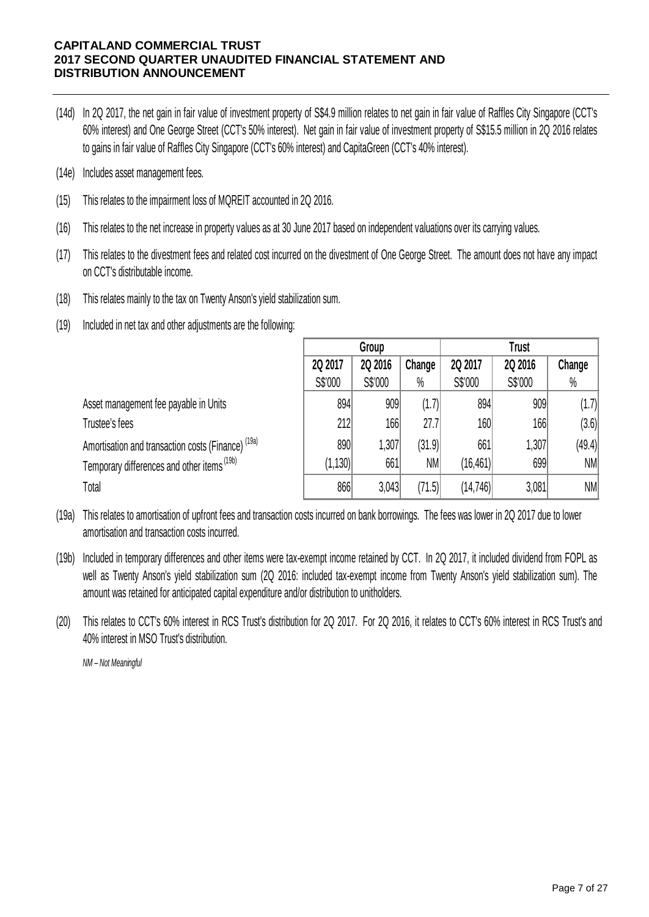(14d) In 2Q 2017, the net gain in fair value of investment property of S$4.9 million relates to net gain in fair value of Raffles City Singapore (CCT's 60% interest) and One George Street (CCT's 50% interest). Net gain in fair value of investment property of S$15.5 million in 2Q 2016 relates to gains in fair value of Raffles City Singapore (CCT's 60% interest) and CapitaGreen (CCT's 40% interest).

(14e) Includes asset management fees.

(15) This relates to the impairment loss of MQREIT accounted in 2Q 2016.

(16) This relates to the net increase in property values as at 30 June 2017 based on independent valuations over its carrying values.

(17) This relates to the divestment fees and related cost incurred on the divestment of One George Street. The amount does not have any impact on CCT's distributable income.

(18) This relates mainly to the tax on Twenty Anson's yield stabilization sum.

(19) Included in net tax and other adjustments are the following:

| | Group | | | Trust | | |
|---|---|---|---|---|---|---|
| | 2Q 2017 | 2Q 2016 | Change | 2Q 2017 | 2Q 2016 | Change |
| | S$'000 | S$'000 | % | S$'000 | S$'000 | % |
| Asset management fee payable in Units | 894 | 909 | (1.7) | 894 | 909 | (1.7) |
| Trustee's fees | 212 | 166 | 27.7 | 160 | 166 | (3.6) |
| Amortisation and transaction costs (Finance) [(19a)] | 890 | 1,307 | (31.9) | 661 | 1,307 | (49.4) |
| Temporary differences and other items [(19b)] | (1,130) | 661 | NM | (16,461) | 699 | NM |
| Total | 866 | 3,043 | (71.5) | (14,746) | 3,081 | NM |

(19a) This relates to amortisation of upfront fees and transaction costs incurred on bank borrowings. The fees was lower in 2Q 2017 due to lower amortisation and transaction costs incurred.

(19b) Included in temporary differences and other items were tax-exempt income retained by CCT. In 2Q 2017, it included dividend from FOPL as well as Twenty Anson's yield stabilization sum (2Q 2016: included tax-exempt income from Twenty Anson's yield stabilization sum). The amount was retained for anticipated capital expenditure and/or distribution to unitholders.

(20) This relates to CCT's 60% interest in RCS Trust's distribution for 2Q 2017. For 2Q 2016, it relates to CCT's 60% interest in RCS Trust's and 40% interest in MSO Trust's distribution.

*NM – Not Meaningful*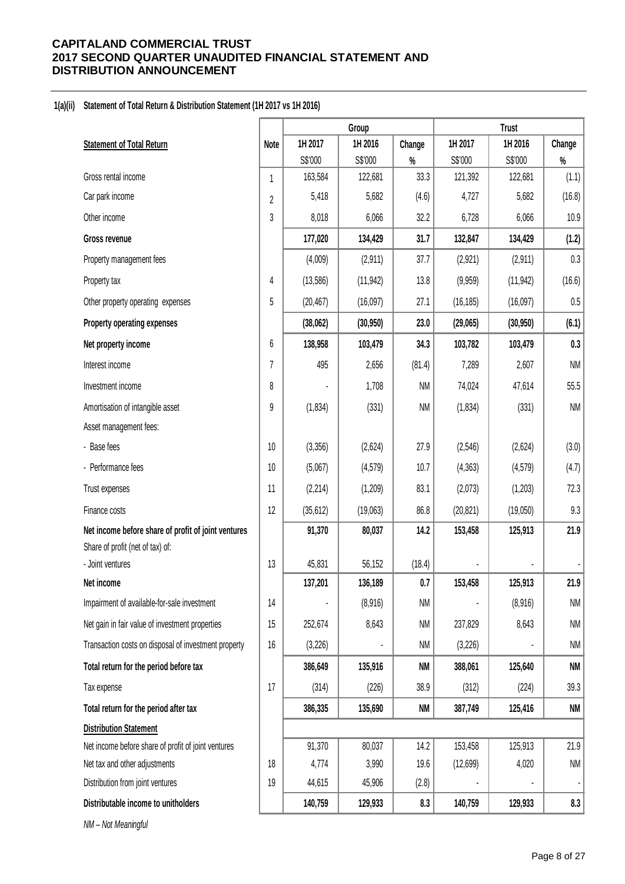**CAPITALAND COMMERCIAL TRUST**
**2017 SECOND QUARTER UNAUDITED FINANCIAL STATEMENT AND DISTRIBUTION ANNOUNCEMENT**

**1(a)(ii) Statement of Total Return & Distribution Statement (1H 2017 vs 1H 2016)**

| | | Group | | | Trust | | |
|---|---|---|---|---|---|---|---|
| **Statement of Total Return** | **Note** | **1H 2017** | **1H 2016** | **Change** | **1H 2017** | **1H 2016** | **Change** |
| | | S$'000 | S$'000 | % | S$'000 | S$'000 | % |
| Gross rental income | 1 | 163,584 | 122,681 | 33.3 | 121,392 | 122,681 | (1.1) |
| Car park income | 2 | 5,418 | 5,682 | (4.6) | 4,727 | 5,682 | (16.8) |
| Other income | 3 | 8,018 | 6,066 | 32.2 | 6,728 | 6,066 | 10.9 |
| **Gross revenue** | | **177,020** | **134,429** | **31.7** | **132,847** | **134,429** | **(1.2)** |
| Property management fees | | (4,009) | (2,911) | 37.7 | (2,921) | (2,911) | 0.3 |
| Property tax | 4 | (13,586) | (11,942) | 13.8 | (9,959) | (11,942) | (16.6) |
| Other property operating expenses | 5 | (20,467) | (16,097) | 27.1 | (16,185) | (16,097) | 0.5 |
| **Property operating expenses** | | **(38,062)** | **(30,950)** | **23.0** | **(29,065)** | **(30,950)** | **(6.1)** |
| **Net property income** | 6 | **138,958** | **103,479** | **34.3** | **103,782** | **103,479** | **0.3** |
| Interest income | 7 | 495 | 2,656 | (81.4) | 7,289 | 2,607 | NM |
| Investment income | 8 | - | 1,708 | NM | 74,024 | 47,614 | 55.5 |
| Amortisation of intangible asset | 9 | (1,834) | (331) | NM | (1,834) | (331) | NM |
| Asset management fees: | | | | | | | |
| - Base fees | 10 | (3,356) | (2,624) | 27.9 | (2,546) | (2,624) | (3.0) |
| - Performance fees | 10 | (5,067) | (4,579) | 10.7 | (4,363) | (4,579) | (4.7) |
| Trust expenses | 11 | (2,214) | (1,209) | 83.1 | (2,073) | (1,203) | 72.3 |
| Finance costs | 12 | (35,612) | (19,063) | 86.8 | (20,821) | (19,050) | 9.3 |
| **Net income before share of profit of joint ventures** | | **91,370** | **80,037** | **14.2** | **153,458** | **125,913** | **21.9** |
| Share of profit (net of tax) of: | | | | | | | |
| - Joint ventures | 13 | 45,831 | 56,152 | (18.4) | - | - | - |
| **Net income** | | **137,201** | **136,189** | **0.7** | **153,458** | **125,913** | **21.9** |
| Impairment of available-for-sale investment | 14 | - | (8,916) | NM | - | (8,916) | NM |
| Net gain in fair value of investment properties | 15 | 252,674 | 8,643 | NM | 237,829 | 8,643 | NM |
| Transaction costs on disposal of investment property | 16 | (3,226) | - | NM | (3,226) | - | NM |
| **Total return for the period before tax** | | **386,649** | **135,916** | **NM** | **388,061** | **125,640** | **NM** |
| Tax expense | 17 | (314) | (226) | 38.9 | (312) | (224) | 39.3 |
| **Total return for the period after tax** | | **386,335** | **135,690** | **NM** | **387,749** | **125,416** | **NM** |
| **Distribution Statement** | | | | | | | |
| Net income before share of profit of joint ventures | | 91,370 | 80,037 | 14.2 | 153,458 | 125,913 | 21.9 |
| Net tax and other adjustments | 18 | 4,774 | 3,990 | 19.6 | (12,699) | 4,020 | NM |
| Distribution from joint ventures | 19 | 44,615 | 45,906 | (2.8) | - | - | - |
| **Distributable income to unitholders** | | **140,759** | **129,933** | **8.3** | **140,759** | **129,933** | **8.3** |

*NM – Not Meaningful*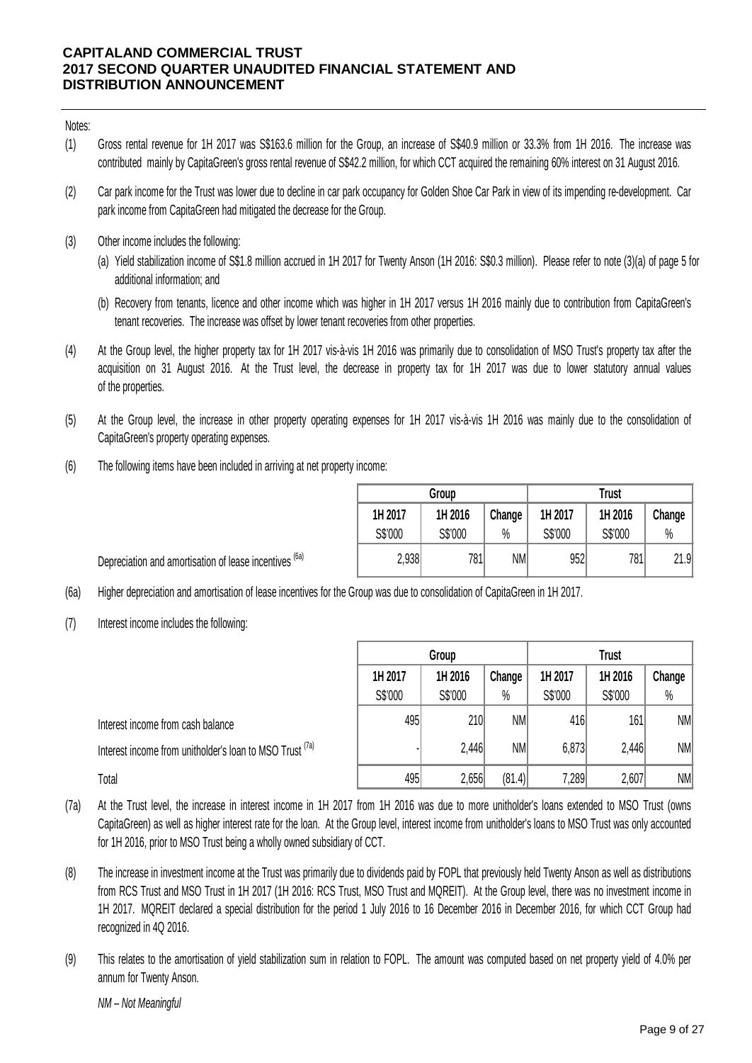Notes:

(1) Gross rental revenue for 1H 2017 was S$163.6 million for the Group, an increase of S$40.9 million or 33.3% from 1H 2016. The increase was contributed mainly by CapitaGreen's gross rental revenue of S$42.2 million, for which CCT acquired the remaining 60% interest on 31 August 2016.

(2) Car park income for the Trust was lower due to decline in car park occupancy for Golden Shoe Car Park in view of its impending re-development. Car park income from CapitaGreen had mitigated the decrease for the Group.

(3) Other income includes the following:

(a) Yield stabilization income of S$1.8 million accrued in 1H 2017 for Twenty Anson (1H 2016: S$0.3 million). Please refer to note (3)(a) of page 5 for additional information; and

(b) Recovery from tenants, licence and other income which was higher in 1H 2017 versus 1H 2016 mainly due to contribution from CapitaGreen's tenant recoveries. The increase was offset by lower tenant recoveries from other properties.

(4) At the Group level, the higher property tax for 1H 2017 vis-à-vis 1H 2016 was primarily due to consolidation of MSO Trust's property tax after the acquisition on 31 August 2016. At the Trust level, the decrease in property tax for 1H 2017 was due to lower statutory annual values of the properties.

(5) At the Group level, the increase in other property operating expenses for 1H 2017 vis-à-vis 1H 2016 was mainly due to the consolidation of CapitaGreen's property operating expenses.

(6) The following items have been included in arriving at net property income:

| | Group | | | Trust | | |
|---|---|---|---|---|---|---|
| | 1H 2017 | 1H 2016 | Change | 1H 2017 | 1H 2016 | Change |
| | S$'000 | S$'000 | % | S$'000 | S$'000 | % |
| Depreciation and amortisation of lease incentives [(6a)] | 2,938 | 781 | NM | 952 | 781 | 21.9 |

(6a) Higher depreciation and amortisation of lease incentives for the Group was due to consolidation of CapitaGreen in 1H 2017.

(7) Interest income includes the following:

| | Group | | | Trust | | |
|---|---|---|---|---|---|---|
| | 1H 2017 | 1H 2016 | Change | 1H 2017 | 1H 2016 | Change |
| | S$'000 | S$'000 | % | S$'000 | S$'000 | % |
| Interest income from cash balance | 495 | 210 | NM | 416 | 161 | NM |
| Interest income from unitholder's loan to MSO Trust [(7a)] | - | 2,446 | NM | 6,873 | 2,446 | NM |
| Total | 495 | 2,656 | (81.4) | 7,289 | 2,607 | NM |

(7a) At the Trust level, the increase in interest income in 1H 2017 from 1H 2016 was due to more unitholder's loans extended to MSO Trust (owns CapitaGreen) as well as higher interest rate for the loan. At the Group level, interest income from unitholder's loans to MSO Trust was only accounted for 1H 2016, prior to MSO Trust being a wholly owned subsidiary of CCT.

(8) The increase in investment income at the Trust was primarily due to dividends paid by FOPL that previously held Twenty Anson as well as distributions from RCS Trust and MSO Trust in 1H 2017 (1H 2016: RCS Trust, MSO Trust and MQREIT). At the Group level, there was no investment income in 1H 2017. MQREIT declared a special distribution for the period 1 July 2016 to 16 December 2016 in December 2016, for which CCT Group had recognized in 4Q 2016.

(9) This relates to the amortisation of yield stabilization sum in relation to FOPL. The amount was computed based on net property yield of 4.0% per annum for Twenty Anson.

*NM – Not Meaningful*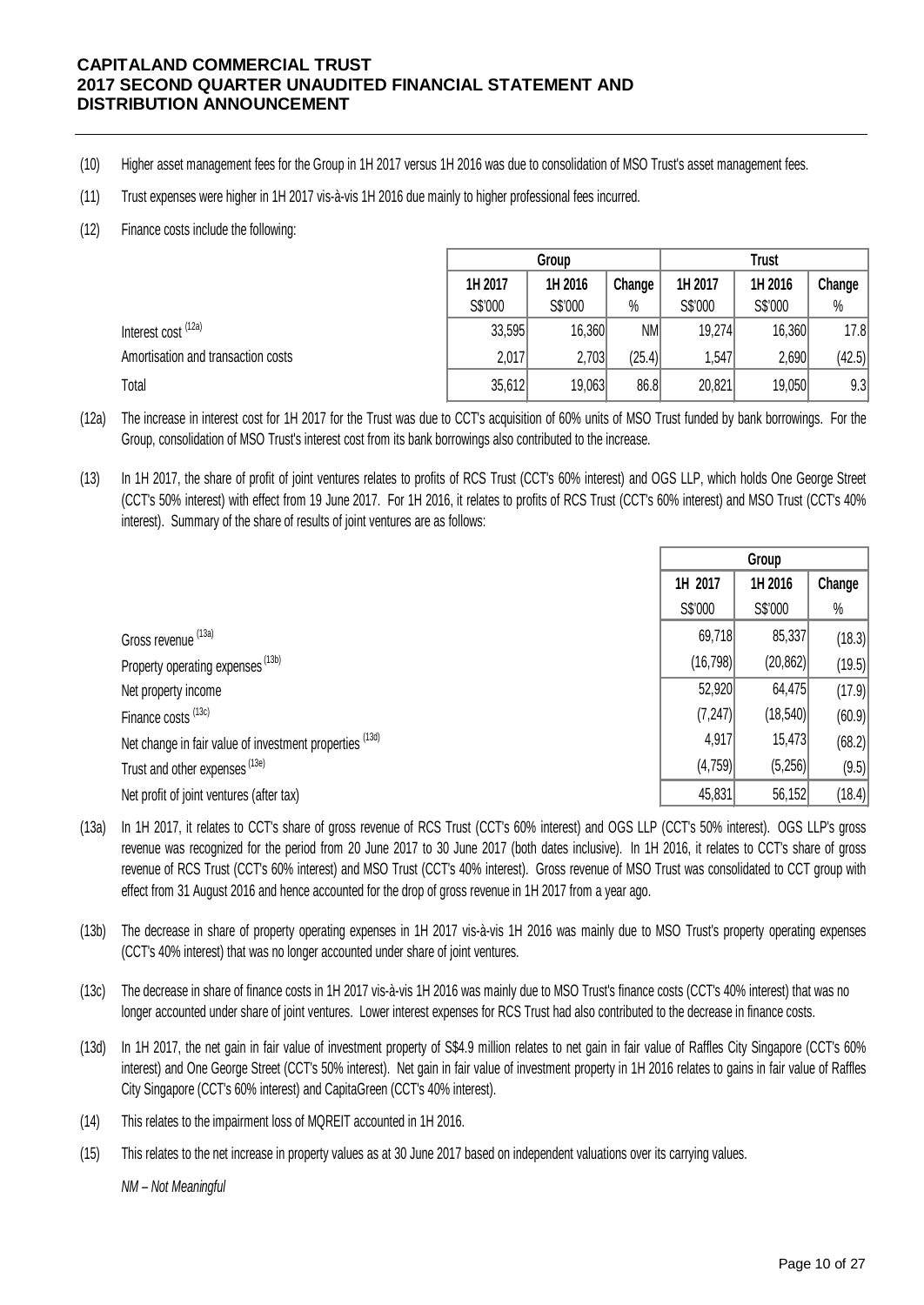(10) Higher asset management fees for the Group in 1H 2017 versus 1H 2016 was due to consolidation of MSO Trust's asset management fees.

(11) Trust expenses were higher in 1H 2017 vis-à-vis 1H 2016 due mainly to higher professional fees incurred.

(12) Finance costs include the following:

| | Group | | | Trust | | |
|---|---|---|---|---|---|---|
| | 1H 2017 | 1H 2016 | Change | 1H 2017 | 1H 2016 | Change |
| | S$'000 | S$'000 | % | S$'000 | S$'000 | % |
| Interest cost (12a) | 33,595 | 16,360 | NM | 19,274 | 16,360 | 17.8 |
| Amortisation and transaction costs | 2,017 | 2,703 | (25.4) | 1,547 | 2,690 | (42.5) |
| Total | 35,612 | 19,063 | 86.8 | 20,821 | 19,050 | 9.3 |

(12a) The increase in interest cost for 1H 2017 for the Trust was due to CCT's acquisition of 60% units of MSO Trust funded by bank borrowings. For the Group, consolidation of MSO Trust's interest cost from its bank borrowings also contributed to the increase.

(13) In 1H 2017, the share of profit of joint ventures relates to profits of RCS Trust (CCT's 60% interest) and OGS LLP, which holds One George Street (CCT's 50% interest) with effect from 19 June 2017. For 1H 2016, it relates to profits of RCS Trust (CCT's 60% interest) and MSO Trust (CCT's 40% interest). Summary of the share of results of joint ventures are as follows:

| | Group | | |
|---|---|---|---|
| | 1H 2017 | 1H 2016 | Change |
| | S$'000 | S$'000 | % |
| Gross revenue (13a) | 69,718 | 85,337 | (18.3) |
| Property operating expenses (13b) | (16,798) | (20,862) | (19.5) |
| Net property income | 52,920 | 64,475 | (17.9) |
| Finance costs (13c) | (7,247) | (18,540) | (60.9) |
| Net change in fair value of investment properties (13d) | 4,917 | 15,473 | (68.2) |
| Trust and other expenses (13e) | (4,759) | (5,256) | (9.5) |
| Net profit of joint ventures (after tax) | 45,831 | 56,152 | (18.4) |

(13a) In 1H 2017, it relates to CCT's share of gross revenue of RCS Trust (CCT's 60% interest) and OGS LLP (CCT's 50% interest). OGS LLP's gross revenue was recognized for the period from 20 June 2017 to 30 June 2017 (both dates inclusive). In 1H 2016, it relates to CCT's share of gross revenue of RCS Trust (CCT's 60% interest) and MSO Trust (CCT's 40% interest). Gross revenue of MSO Trust was consolidated to CCT group with effect from 31 August 2016 and hence accounted for the drop of gross revenue in 1H 2017 from a year ago.

(13b) The decrease in share of property operating expenses in 1H 2017 vis-à-vis 1H 2016 was mainly due to MSO Trust's property operating expenses (CCT's 40% interest) that was no longer accounted under share of joint ventures.

(13c) The decrease in share of finance costs in 1H 2017 vis-à-vis 1H 2016 was mainly due to MSO Trust's finance costs (CCT's 40% interest) that was no longer accounted under share of joint ventures. Lower interest expenses for RCS Trust had also contributed to the decrease in finance costs.

(13d) In 1H 2017, the net gain in fair value of investment property of S$4.9 million relates to net gain in fair value of Raffles City Singapore (CCT's 60% interest) and One George Street (CCT's 50% interest). Net gain in fair value of investment property in 1H 2016 relates to gains in fair value of Raffles City Singapore (CCT's 60% interest) and CapitaGreen (CCT's 40% interest).

(14) This relates to the impairment loss of MQREIT accounted in 1H 2016.

(15) This relates to the net increase in property values as at 30 June 2017 based on independent valuations over its carrying values.

*NM – Not Meaningful*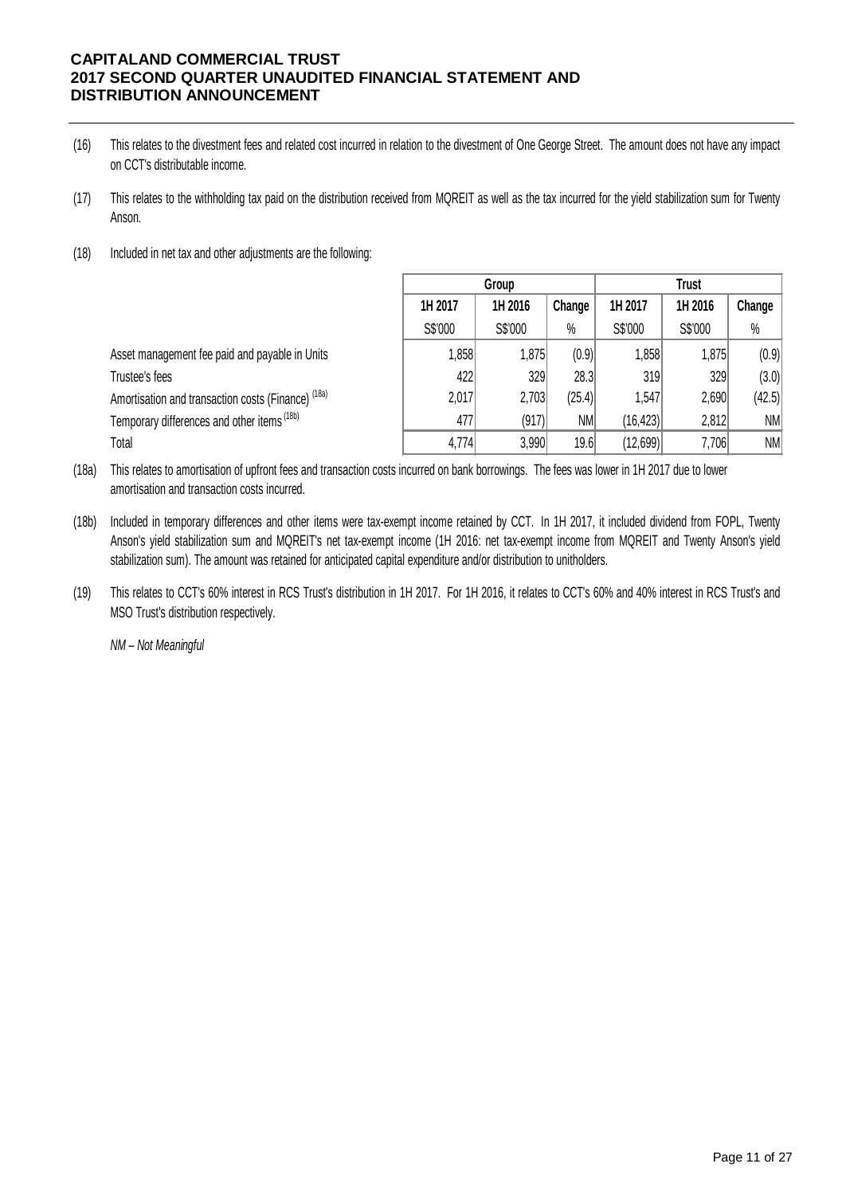(16) This relates to the divestment fees and related cost incurred in relation to the divestment of One George Street. The amount does not have any impact on CCT's distributable income.

(17) This relates to the withholding tax paid on the distribution received from MQREIT as well as the tax incurred for the yield stabilization sum for Twenty Anson.

(18) Included in net tax and other adjustments are the following:

| | Group | | | Trust | | |
|---|---|---|---|---|---|---|
| | 1H 2017 | 1H 2016 | Change | 1H 2017 | 1H 2016 | Change |
| | S$'000 | S$'000 | % | S$'000 | S$'000 | % |
| Asset management fee paid and payable in Units | 1,858 | 1,875 | (0.9) | 1,858 | 1,875 | (0.9) |
| Trustee's fees | 422 | 329 | 28.3 | 319 | 329 | (3.0) |
| Amortisation and transaction costs (Finance) [(18a)] | 2,017 | 2,703 | (25.4) | 1,547 | 2,690 | (42.5) |
| Temporary differences and other items [(18b)] | 477 | (917) | NM | (16,423) | 2,812 | NM |
| Total | 4,774 | 3,990 | 19.6 | (12,699) | 7,706 | NM |

(18a) This relates to amortisation of upfront fees and transaction costs incurred on bank borrowings. The fees was lower in 1H 2017 due to lower amortisation and transaction costs incurred.

(18b) Included in temporary differences and other items were tax-exempt income retained by CCT. In 1H 2017, it included dividend from FOPL, Twenty Anson's yield stabilization sum and MQREIT's net tax-exempt income (1H 2016: net tax-exempt income from MQREIT and Twenty Anson's yield stabilization sum). The amount was retained for anticipated capital expenditure and/or distribution to unitholders.

(19) This relates to CCT's 60% interest in RCS Trust's distribution in 1H 2017. For 1H 2016, it relates to CCT's 60% and 40% interest in RCS Trust's and MSO Trust's distribution respectively.

*NM – Not Meaningful*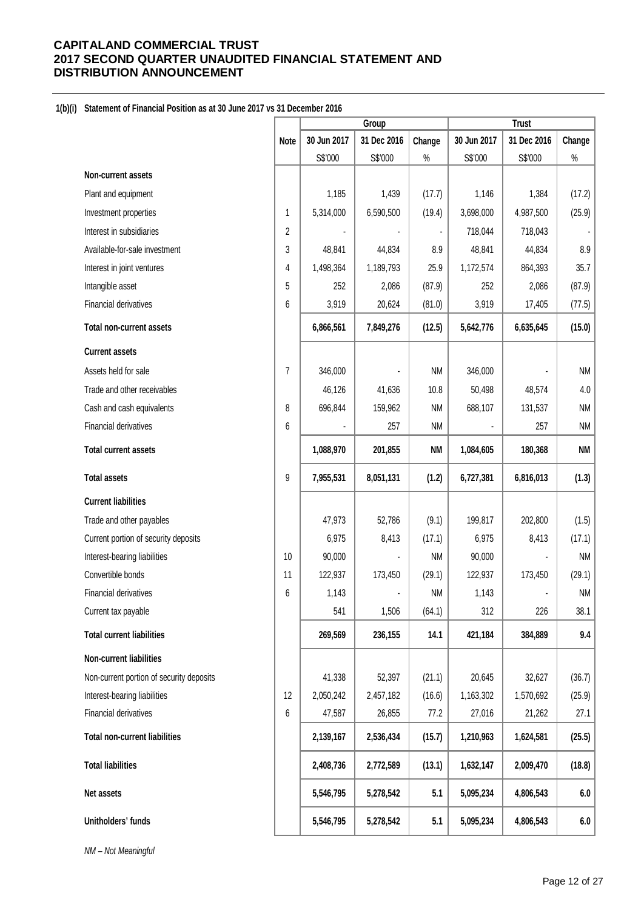# CAPITALAND COMMERCIAL TRUST
# 2017 SECOND QUARTER UNAUDITED FINANCIAL STATEMENT AND DISTRIBUTION ANNOUNCEMENT

**1(b)(i) Statement of Financial Position as at 30 June 2017 vs 31 December 2016**

| | Note | Group | | | Trust | | |
|---|---|---|---|---|---|---|---|
| | | 30 Jun 2017 | 31 Dec 2016 | Change | 30 Jun 2017 | 31 Dec 2016 | Change |
| | | S$'000 | S$'000 | % | S$'000 | S$'000 | % |
| **Non-current assets** | | | | | | | |
| Plant and equipment | | 1,185 | 1,439 | (17.7) | 1,146 | 1,384 | (17.2) |
| Investment properties | 1 | 5,314,000 | 6,590,500 | (19.4) | 3,698,000 | 4,987,500 | (25.9) |
| Interest in subsidiaries | 2 | - | - | - | 718,044 | 718,043 | - |
| Available-for-sale investment | 3 | 48,841 | 44,834 | 8.9 | 48,841 | 44,834 | 8.9 |
| Interest in joint ventures | 4 | 1,498,364 | 1,189,793 | 25.9 | 1,172,574 | 864,393 | 35.7 |
| Intangible asset | 5 | 252 | 2,086 | (87.9) | 252 | 2,086 | (87.9) |
| Financial derivatives | 6 | 3,919 | 20,624 | (81.0) | 3,919 | 17,405 | (77.5) |
| **Total non-current assets** | | **6,866,561** | **7,849,276** | **(12.5)** | **5,642,776** | **6,635,645** | **(15.0)** |
| **Current assets** | | | | | | | |
| Assets held for sale | 7 | 346,000 | - | NM | 346,000 | - | NM |
| Trade and other receivables | | 46,126 | 41,636 | 10.8 | 50,498 | 48,574 | 4.0 |
| Cash and cash equivalents | 8 | 696,844 | 159,962 | NM | 688,107 | 131,537 | NM |
| Financial derivatives | 6 | - | 257 | NM | - | 257 | NM |
| **Total current assets** | | **1,088,970** | **201,855** | **NM** | **1,084,605** | **180,368** | **NM** |
| **Total assets** | 9 | **7,955,531** | **8,051,131** | **(1.2)** | **6,727,381** | **6,816,013** | **(1.3)** |
| **Current liabilities** | | | | | | | |
| Trade and other payables | | 47,973 | 52,786 | (9.1) | 199,817 | 202,800 | (1.5) |
| Current portion of security deposits | | 6,975 | 8,413 | (17.1) | 6,975 | 8,413 | (17.1) |
| Interest-bearing liabilities | 10 | 90,000 | - | NM | 90,000 | - | NM |
| Convertible bonds | 11 | 122,937 | 173,450 | (29.1) | 122,937 | 173,450 | (29.1) |
| Financial derivatives | 6 | 1,143 | - | NM | 1,143 | - | NM |
| Current tax payable | | 541 | 1,506 | (64.1) | 312 | 226 | 38.1 |
| **Total current liabilities** | | **269,569** | **236,155** | **14.1** | **421,184** | **384,889** | **9.4** |
| **Non-current liabilities** | | | | | | | |
| Non-current portion of security deposits | | 41,338 | 52,397 | (21.1) | 20,645 | 32,627 | (36.7) |
| Interest-bearing liabilities | 12 | 2,050,242 | 2,457,182 | (16.6) | 1,163,302 | 1,570,692 | (25.9) |
| Financial derivatives | 6 | 47,587 | 26,855 | 77.2 | 27,016 | 21,262 | 27.1 |
| **Total non-current liabilities** | | **2,139,167** | **2,536,434** | **(15.7)** | **1,210,963** | **1,624,581** | **(25.5)** |
| **Total liabilities** | | **2,408,736** | **2,772,589** | **(13.1)** | **1,632,147** | **2,009,470** | **(18.8)** |
| **Net assets** | | **5,546,795** | **5,278,542** | **5.1** | **5,095,234** | **4,806,543** | **6.0** |
| **Unitholders' funds** | | **5,546,795** | **5,278,542** | **5.1** | **5,095,234** | **4,806,543** | **6.0** |

*NM – Not Meaningful*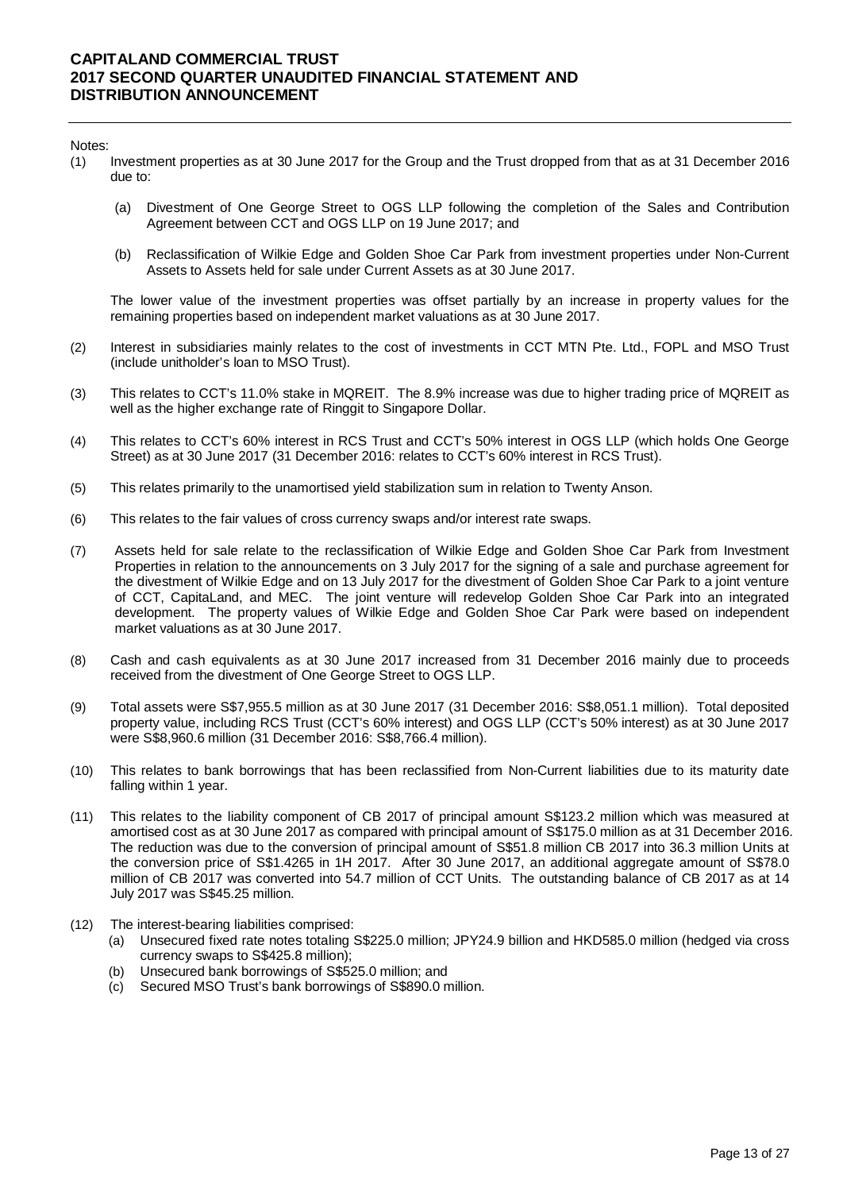Notes:

(1) Investment properties as at 30 June 2017 for the Group and the Trust dropped from that as at 31 December 2016 due to:

   (a) Divestment of One George Street to OGS LLP following the completion of the Sales and Contribution Agreement between CCT and OGS LLP on 19 June 2017; and

   (b) Reclassification of Wilkie Edge and Golden Shoe Car Park from investment properties under Non-Current Assets to Assets held for sale under Current Assets as at 30 June 2017.

   The lower value of the investment properties was offset partially by an increase in property values for the remaining properties based on independent market valuations as at 30 June 2017.

(2) Interest in subsidiaries mainly relates to the cost of investments in CCT MTN Pte. Ltd., FOPL and MSO Trust (include unitholder's loan to MSO Trust).

(3) This relates to CCT's 11.0% stake in MQREIT. The 8.9% increase was due to higher trading price of MQREIT as well as the higher exchange rate of Ringgit to Singapore Dollar.

(4) This relates to CCT's 60% interest in RCS Trust and CCT's 50% interest in OGS LLP (which holds One George Street) as at 30 June 2017 (31 December 2016: relates to CCT's 60% interest in RCS Trust).

(5) This relates primarily to the unamortised yield stabilization sum in relation to Twenty Anson.

(6) This relates to the fair values of cross currency swaps and/or interest rate swaps.

(7) Assets held for sale relate to the reclassification of Wilkie Edge and Golden Shoe Car Park from Investment Properties in relation to the announcements on 3 July 2017 for the signing of a sale and purchase agreement for the divestment of Wilkie Edge and on 13 July 2017 for the divestment of Golden Shoe Car Park to a joint venture of CCT, CapitaLand, and MEC. The joint venture will redevelop Golden Shoe Car Park into an integrated development. The property values of Wilkie Edge and Golden Shoe Car Park were based on independent market valuations as at 30 June 2017.

(8) Cash and cash equivalents as at 30 June 2017 increased from 31 December 2016 mainly due to proceeds received from the divestment of One George Street to OGS LLP.

(9) Total assets were S$7,955.5 million as at 30 June 2017 (31 December 2016: S$8,051.1 million). Total deposited property value, including RCS Trust (CCT's 60% interest) and OGS LLP (CCT's 50% interest) as at 30 June 2017 were S$8,960.6 million (31 December 2016: S$8,766.4 million).

(10) This relates to bank borrowings that has been reclassified from Non-Current liabilities due to its maturity date falling within 1 year.

(11) This relates to the liability component of CB 2017 of principal amount S$123.2 million which was measured at amortised cost as at 30 June 2017 as compared with principal amount of S$175.0 million as at 31 December 2016. The reduction was due to the conversion of principal amount of S$51.8 million CB 2017 into 36.3 million Units at the conversion price of S$1.4265 in 1H 2017. After 30 June 2017, an additional aggregate amount of S$78.0 million of CB 2017 was converted into 54.7 million of CCT Units. The outstanding balance of CB 2017 as at 14 July 2017 was S$45.25 million.

(12) The interest-bearing liabilities comprised:
   (a) Unsecured fixed rate notes totaling S$225.0 million; JPY24.9 billion and HKD585.0 million (hedged via cross currency swaps to S$425.8 million);
   (b) Unsecured bank borrowings of S$525.0 million; and
   (c) Secured MSO Trust's bank borrowings of S$890.0 million.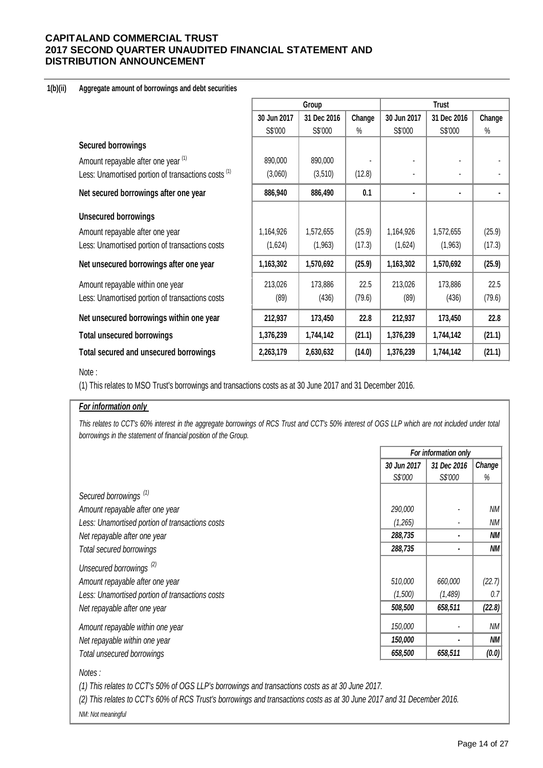**1(b)(ii) Aggregate amount of borrowings and debt securities**

| | Group | | | Trust | | |
|---|---|---|---|---|---|---|
| | 30 Jun 2017 | 31 Dec 2016 | Change | 30 Jun 2017 | 31 Dec 2016 | Change |
| | S$'000 | S$'000 | % | S$'000 | S$'000 | % |
| **Secured borrowings** | | | | | | |
| Amount repayable after one year [(1)] | 890,000 | 890,000 | - | - | - | - |
| Less: Unamortised portion of transactions costs [(1)] | (3,060) | (3,510) | (12.8) | - | - | - |
| **Net secured borrowings after one year** | **886,940** | **886,490** | **0.1** | **-** | **-** | **-** |
| **Unsecured borrowings** | | | | | | |
| Amount repayable after one year | 1,164,926 | 1,572,655 | (25.9) | 1,164,926 | 1,572,655 | (25.9) |
| Less: Unamortised portion of transactions costs | (1,624) | (1,963) | (17.3) | (1,624) | (1,963) | (17.3) |
| **Net unsecured borrowings after one year** | **1,163,302** | **1,570,692** | **(25.9)** | **1,163,302** | **1,570,692** | **(25.9)** |
| Amount repayable within one year | 213,026 | 173,886 | 22.5 | 213,026 | 173,886 | 22.5 |
| Less: Unamortised portion of transactions costs | (89) | (436) | (79.6) | (89) | (436) | (79.6) |
| **Net unsecured borrowings within one year** | **212,937** | **173,450** | **22.8** | **212,937** | **173,450** | **22.8** |
| **Total unsecured borrowings** | **1,376,239** | **1,744,142** | **(21.1)** | **1,376,239** | **1,744,142** | **(21.1)** |
| **Total secured and unsecured borrowings** | **2,263,179** | **2,630,632** | **(14.0)** | **1,376,239** | **1,744,142** | **(21.1)** |

Note :

(1) This relates to MSO Trust's borrowings and transactions costs as at 30 June 2017 and 31 December 2016.

***For information only***

*This relates to CCT's 60% interest in the aggregate borrowings of RCS Trust and CCT's 50% interest of OGS LLP which are not included under total borrowings in the statement of financial position of the Group.*

| | *For information only* | | |
|---|---|---|---|
| | *30 Jun 2017* | *31 Dec 2016* | *Change* |
| | *S$'000* | *S$'000* | *%* |
| *Secured borrowings [(1)]* | | | |
| *Amount repayable after one year* | *290,000* | *-* | *NM* |
| *Less: Unamortised portion of transactions costs* | *(1,265)* | *-* | *NM* |
| *Net repayable after one year* | ***288,735*** | ***-*** | ***NM*** |
| *Total secured borrowings* | ***288,735*** | ***-*** | ***NM*** |
| *Unsecured borrowings [(2)]* | | | |
| *Amount repayable after one year* | *510,000* | *660,000* | *(22.7)* |
| *Less: Unamortised portion of transactions costs* | *(1,500)* | *(1,489)* | *0.7* |
| *Net repayable after one year* | ***508,500*** | ***658,511*** | ***(22.8)*** |
| *Amount repayable within one year* | *150,000* | *-* | *NM* |
| *Net repayable within one year* | ***150,000*** | ***-*** | ***NM*** |
| *Total unsecured borrowings* | ***658,500*** | ***658,511*** | ***(0.0)*** |

*Notes :*

*(1) This relates to CCT's 50% of OGS LLP's borrowings and transactions costs as at 30 June 2017.*

*(2) This relates to CCT's 60% of RCS Trust's borrowings and transactions costs as at 30 June 2017 and 31 December 2016.*

*NM: Not meaningful*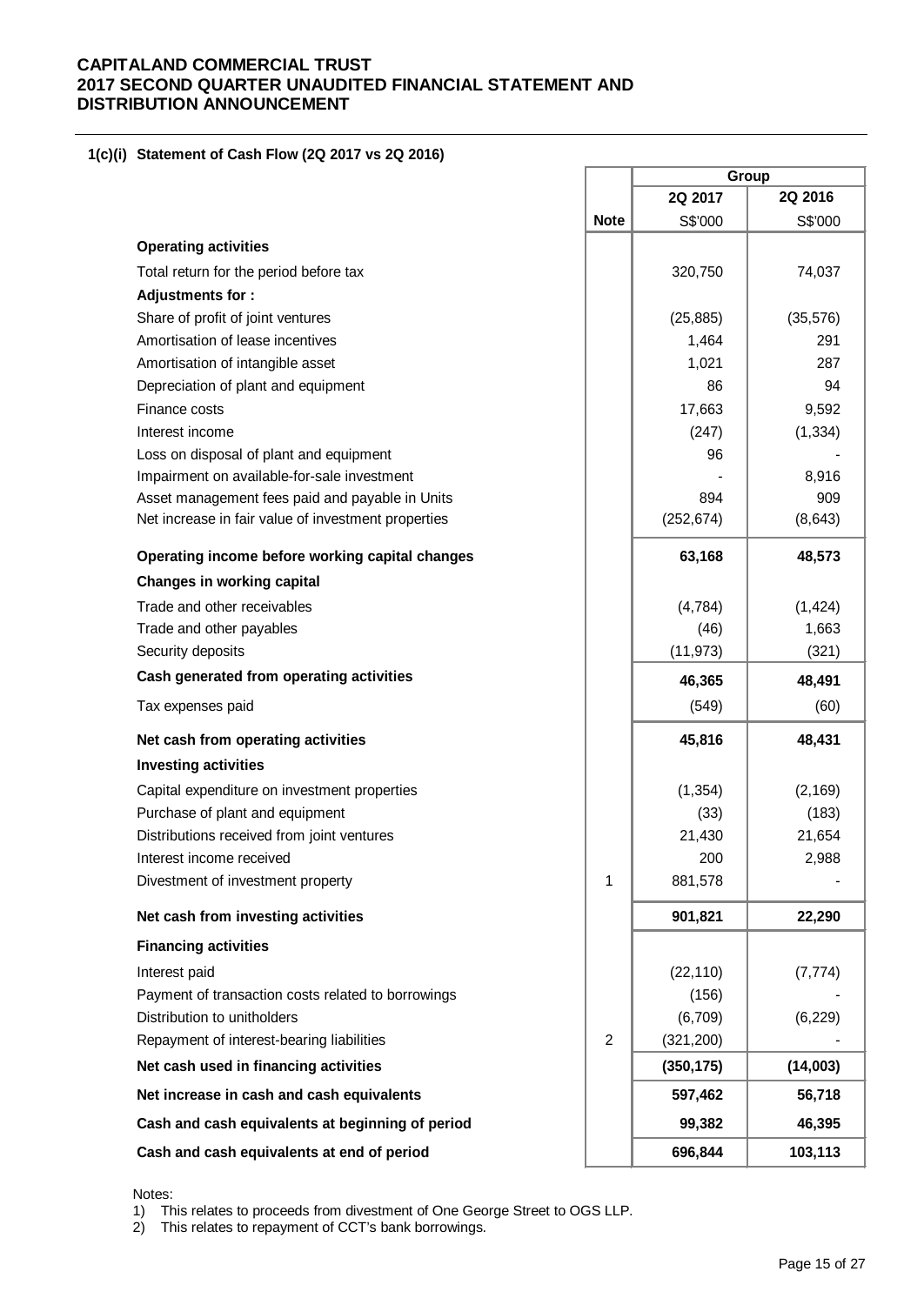**CAPITALAND COMMERCIAL TRUST**
**2017 SECOND QUARTER UNAUDITED FINANCIAL STATEMENT AND DISTRIBUTION ANNOUNCEMENT**

### 1(c)(i) Statement of Cash Flow (2Q 2017 vs 2Q 2016)

| | Note | Group | |
|---|---|---|---|
| | | 2Q 2017 | 2Q 2016 |
| | | S$'000 | S$'000 |
| **Operating activities** | | | |
| Total return for the period before tax | | 320,750 | 74,037 |
| **Adjustments for :** | | | |
| Share of profit of joint ventures | | (25,885) | (35,576) |
| Amortisation of lease incentives | | 1,464 | 291 |
| Amortisation of intangible asset | | 1,021 | 287 |
| Depreciation of plant and equipment | | 86 | 94 |
| Finance costs | | 17,663 | 9,592 |
| Interest income | | (247) | (1,334) |
| Loss on disposal of plant and equipment | | 96 | - |
| Impairment on available-for-sale investment | | - | 8,916 |
| Asset management fees paid and payable in Units | | 894 | 909 |
| Net increase in fair value of investment properties | | (252,674) | (8,643) |
| **Operating income before working capital changes** | | **63,168** | **48,573** |
| **Changes in working capital** | | | |
| Trade and other receivables | | (4,784) | (1,424) |
| Trade and other payables | | (46) | 1,663 |
| Security deposits | | (11,973) | (321) |
| **Cash generated from operating activities** | | **46,365** | **48,491** |
| Tax expenses paid | | (549) | (60) |
| **Net cash from operating activities** | | **45,816** | **48,431** |
| **Investing activities** | | | |
| Capital expenditure on investment properties | | (1,354) | (2,169) |
| Purchase of plant and equipment | | (33) | (183) |
| Distributions received from joint ventures | | 21,430 | 21,654 |
| Interest income received | | 200 | 2,988 |
| Divestment of investment property | 1 | 881,578 | - |
| **Net cash from investing activities** | | **901,821** | **22,290** |
| **Financing activities** | | | |
| Interest paid | | (22,110) | (7,774) |
| Payment of transaction costs related to borrowings | | (156) | - |
| Distribution to unitholders | | (6,709) | (6,229) |
| Repayment of interest-bearing liabilities | 2 | (321,200) | - |
| **Net cash used in financing activities** | | **(350,175)** | **(14,003)** |
| **Net increase in cash and cash equivalents** | | **597,462** | **56,718** |
| **Cash and cash equivalents at beginning of period** | | **99,382** | **46,395** |
| **Cash and cash equivalents at end of period** | | **696,844** | **103,113** |

Notes:
1) This relates to proceeds from divestment of One George Street to OGS LLP.
2) This relates to repayment of CCT's bank borrowings.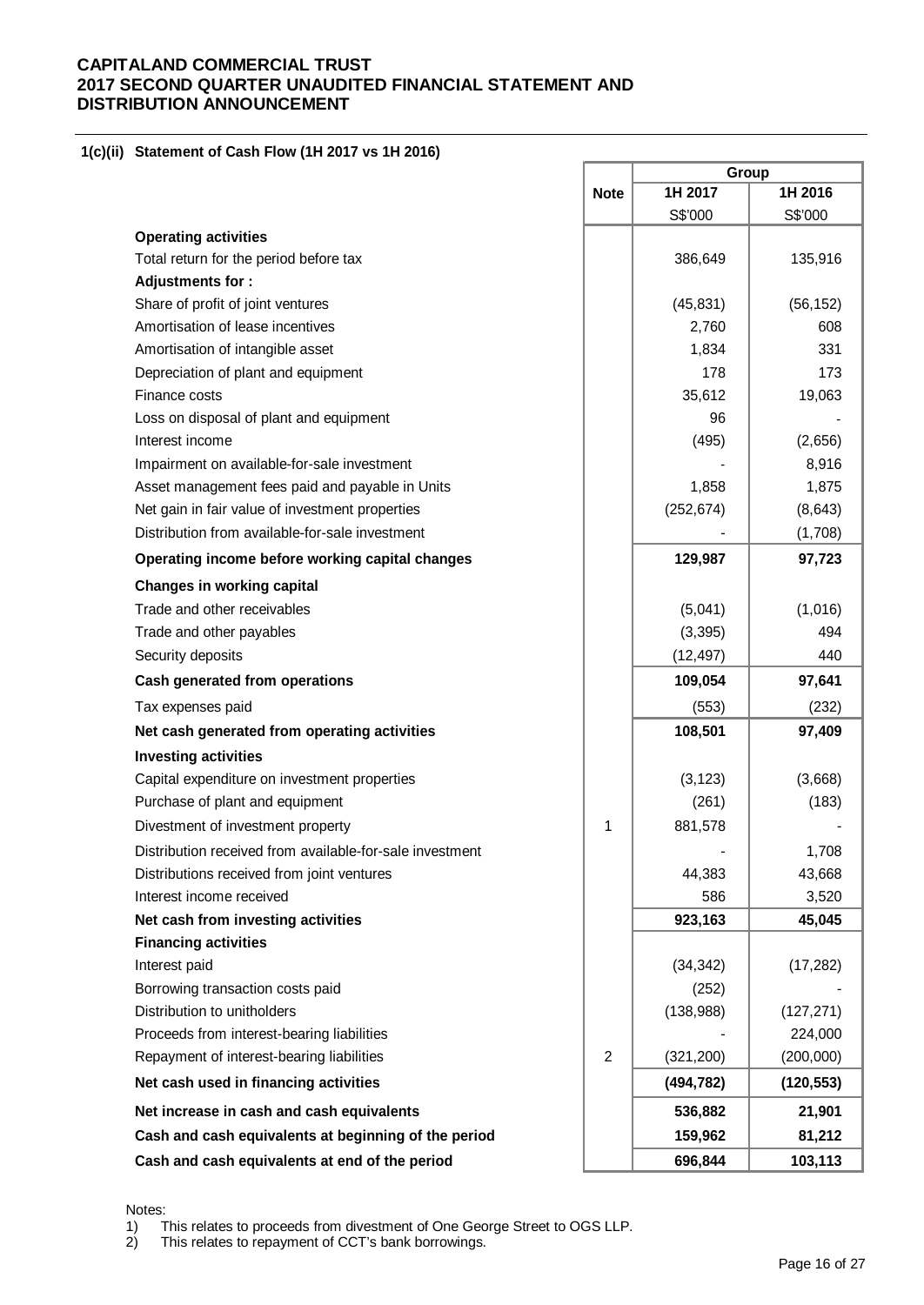**CAPITALAND COMMERCIAL TRUST**
**2017 SECOND QUARTER UNAUDITED FINANCIAL STATEMENT AND DISTRIBUTION ANNOUNCEMENT**

**1(c)(ii) Statement of Cash Flow (1H 2017 vs 1H 2016)**

| | Note | Group | |
|---|---|---|---|
| | | **1H 2017** | **1H 2016** |
| | | S$'000 | S$'000 |
| **Operating activities** | | | |
| Total return for the period before tax | | 386,649 | 135,916 |
| **Adjustments for :** | | | |
| Share of profit of joint ventures | | (45,831) | (56,152) |
| Amortisation of lease incentives | | 2,760 | 608 |
| Amortisation of intangible asset | | 1,834 | 331 |
| Depreciation of plant and equipment | | 178 | 173 |
| Finance costs | | 35,612 | 19,063 |
| Loss on disposal of plant and equipment | | 96 | - |
| Interest income | | (495) | (2,656) |
| Impairment on available-for-sale investment | | - | 8,916 |
| Asset management fees paid and payable in Units | | 1,858 | 1,875 |
| Net gain in fair value of investment properties | | (252,674) | (8,643) |
| Distribution from available-for-sale investment | | - | (1,708) |
| **Operating income before working capital changes** | | **129,987** | **97,723** |
| **Changes in working capital** | | | |
| Trade and other receivables | | (5,041) | (1,016) |
| Trade and other payables | | (3,395) | 494 |
| Security deposits | | (12,497) | 440 |
| **Cash generated from operations** | | **109,054** | **97,641** |
| Tax expenses paid | | (553) | (232) |
| **Net cash generated from operating activities** | | **108,501** | **97,409** |
| **Investing activities** | | | |
| Capital expenditure on investment properties | | (3,123) | (3,668) |
| Purchase of plant and equipment | | (261) | (183) |
| Divestment of investment property | 1 | 881,578 | - |
| Distribution received from available-for-sale investment | | - | 1,708 |
| Distributions received from joint ventures | | 44,383 | 43,668 |
| Interest income received | | 586 | 3,520 |
| **Net cash from investing activities** | | **923,163** | **45,045** |
| **Financing activities** | | | |
| Interest paid | | (34,342) | (17,282) |
| Borrowing transaction costs paid | | (252) | - |
| Distribution to unitholders | | (138,988) | (127,271) |
| Proceeds from interest-bearing liabilities | | - | 224,000 |
| Repayment of interest-bearing liabilities | 2 | (321,200) | (200,000) |
| **Net cash used in financing activities** | | **(494,782)** | **(120,553)** |
| **Net increase in cash and cash equivalents** | | **536,882** | **21,901** |
| **Cash and cash equivalents at beginning of the period** | | **159,962** | **81,212** |
| **Cash and cash equivalents at end of the period** | | **696,844** | **103,113** |

Notes:
1) This relates to proceeds from divestment of One George Street to OGS LLP.
2) This relates to repayment of CCT's bank borrowings.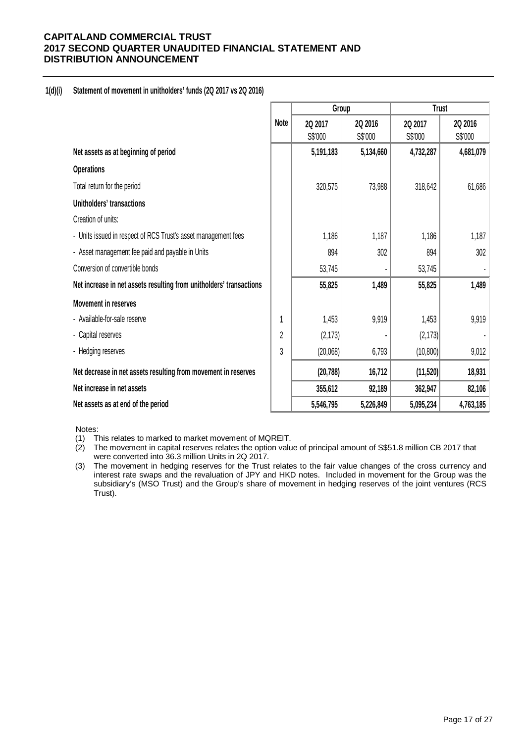**1(d)(i) Statement of movement in unitholders' funds (2Q 2017 vs 2Q 2016)**

| | Note | Group | | Trust | |
|---|---|---|---|---|---|
| | | 2Q 2017<br>S$'000 | 2Q 2016<br>S$'000 | 2Q 2017<br>S$'000 | 2Q 2016<br>S$'000 |
| **Net assets as at beginning of period** | | **5,191,183** | **5,134,660** | **4,732,287** | **4,681,079** |
| **Operations** | | | | | |
| Total return for the period | | 320,575 | 73,988 | 318,642 | 61,686 |
| **Unitholders' transactions** | | | | | |
| Creation of units: | | | | | |
| - Units issued in respect of RCS Trust's asset management fees | | 1,186 | 1,187 | 1,186 | 1,187 |
| - Asset management fee paid and payable in Units | | 894 | 302 | 894 | 302 |
| Conversion of convertible bonds | | 53,745 | - | 53,745 | - |
| **Net increase in net assets resulting from unitholders' transactions** | | **55,825** | **1,489** | **55,825** | **1,489** |
| **Movement in reserves** | | | | | |
| - Available-for-sale reserve | 1 | 1,453 | 9,919 | 1,453 | 9,919 |
| - Capital reserves | 2 | (2,173) | - | (2,173) | - |
| - Hedging reserves | 3 | (20,068) | 6,793 | (10,800) | 9,012 |
| **Net decrease in net assets resulting from movement in reserves** | | **(20,788)** | **16,712** | **(11,520)** | **18,931** |
| **Net increase in net assets** | | **355,612** | **92,189** | **362,947** | **82,106** |
| **Net assets as at end of the period** | | **5,546,795** | **5,226,849** | **5,095,234** | **4,763,185** |

Notes:

(1) This relates to marked to market movement of MQREIT.

(2) The movement in capital reserves relates the option value of principal amount of S$51.8 million CB 2017 that were converted into 36.3 million Units in 2Q 2017.

(3) The movement in hedging reserves for the Trust relates to the fair value changes of the cross currency and interest rate swaps and the revaluation of JPY and HKD notes. Included in movement for the Group was the subsidiary's (MSO Trust) and the Group's share of movement in hedging reserves of the joint ventures (RCS Trust).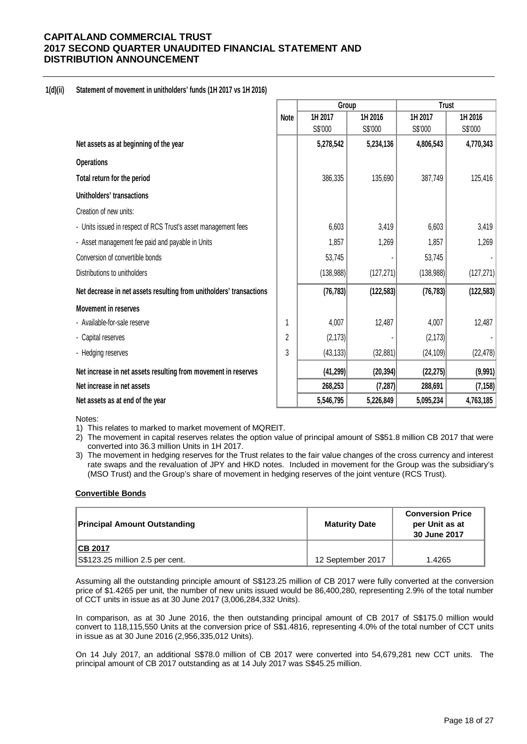# CAPITALAND COMMERCIAL TRUST
# 2017 SECOND QUARTER UNAUDITED FINANCIAL STATEMENT AND DISTRIBUTION ANNOUNCEMENT

**1(d)(ii) Statement of movement in unitholders' funds (1H 2017 vs 1H 2016)**

| | Note | Group | | Trust | |
|---|---|---|---|---|---|
| | | 1H 2017 | 1H 2016 | 1H 2017 | 1H 2016 |
| | | S$'000 | S$'000 | S$'000 | S$'000 |
| **Net assets as at beginning of the year** | | **5,278,542** | **5,234,136** | **4,806,543** | **4,770,343** |
| **Operations** | | | | | |
| **Total return for the period** | | 386,335 | 135,690 | 387,749 | 125,416 |
| **Unitholders' transactions** | | | | | |
| Creation of new units: | | | | | |
| - Units issued in respect of RCS Trust's asset management fees | | 6,603 | 3,419 | 6,603 | 3,419 |
| - Asset management fee paid and payable in Units | | 1,857 | 1,269 | 1,857 | 1,269 |
| Conversion of convertible bonds | | 53,745 | - | 53,745 | - |
| Distributions to unitholders | | (138,988) | (127,271) | (138,988) | (127,271) |
| **Net decrease in net assets resulting from unitholders' transactions** | | **(76,783)** | **(122,583)** | **(76,783)** | **(122,583)** |
| **Movement in reserves** | | | | | |
| - Available-for-sale reserve | 1 | 4,007 | 12,487 | 4,007 | 12,487 |
| - Capital reserves | 2 | (2,173) | - | (2,173) | - |
| - Hedging reserves | 3 | (43,133) | (32,881) | (24,109) | (22,478) |
| **Net increase in net assets resulting from movement in reserves** | | **(41,299)** | **(20,394)** | **(22,275)** | **(9,991)** |
| **Net increase in net assets** | | **268,253** | **(7,287)** | **288,691** | **(7,158)** |
| **Net assets as at end of the year** | | **5,546,795** | **5,226,849** | **5,095,234** | **4,763,185** |

Notes:

1) This relates to marked to market movement of MQREIT.
2) The movement in capital reserves relates the option value of principal amount of S$51.8 million CB 2017 that were converted into 36.3 million Units in 1H 2017.
3) The movement in hedging reserves for the Trust relates to the fair value changes of the cross currency and interest rate swaps and the revaluation of JPY and HKD notes. Included in movement for the Group was the subsidiary's (MSO Trust) and the Group's share of movement in hedging reserves of the joint venture (RCS Trust).

**Convertible Bonds**

| Principal Amount Outstanding | Maturity Date | Conversion Price per Unit as at 30 June 2017 |
|---|---|---|
| **CB 2017** | | |
| S$123.25 million 2.5 per cent. | 12 September 2017 | 1.4265 |

Assuming all the outstanding principle amount of S$123.25 million of CB 2017 were fully converted at the conversion price of $1.4265 per unit, the number of new units issued would be 86,400,280, representing 2.9% of the total number of CCT units in issue as at 30 June 2017 (3,006,284,332 Units).

In comparison, as at 30 June 2016, the then outstanding principal amount of CB 2017 of S$175.0 million would convert to 118,115,550 Units at the conversion price of S$1.4816, representing 4.0% of the total number of CCT units in issue as at 30 June 2016 (2,956,335,012 Units).

On 14 July 2017, an additional S$78.0 million of CB 2017 were converted into 54,679,281 new CCT units. The principal amount of CB 2017 outstanding as at 14 July 2017 was S$45.25 million.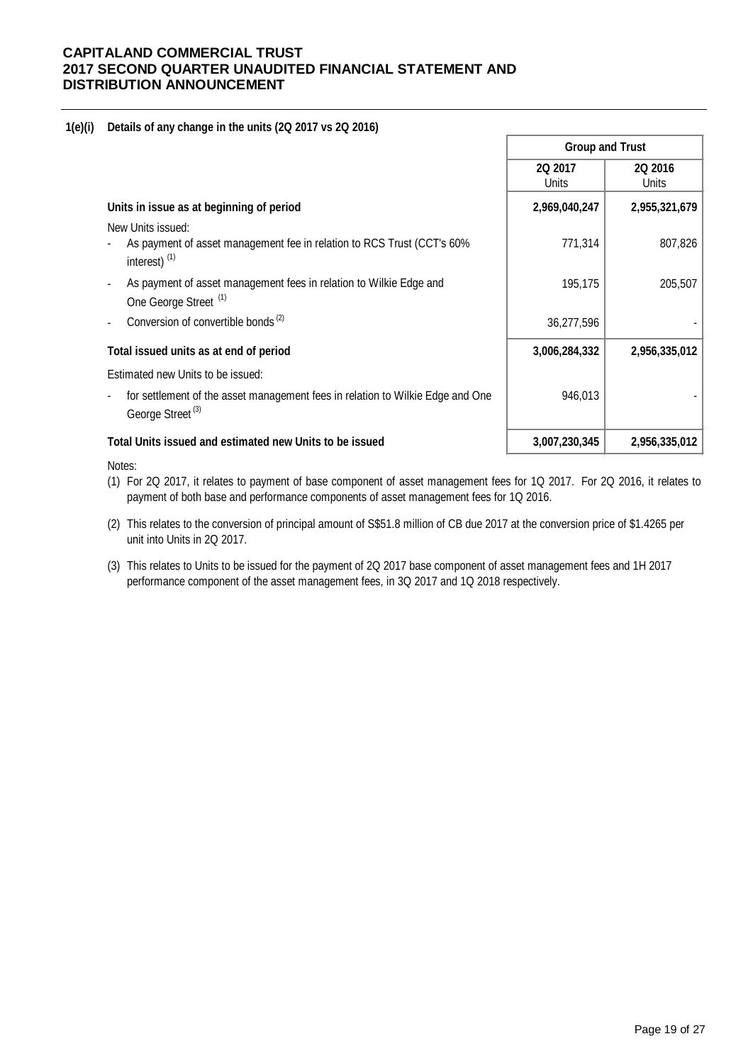**1(e)(i) Details of any change in the units (2Q 2017 vs 2Q 2016)**

| | Group and Trust | |
|---|---|---|
| | 2Q 2017 Units | 2Q 2016 Units |
| **Units in issue as at beginning of period** | **2,969,040,247** | **2,955,321,679** |
| New Units issued: | | |
| - As payment of asset management fee in relation to RCS Trust (CCT's 60% interest) [(1)] | 771,314 | 807,826 |
| - As payment of asset management fees in relation to Wilkie Edge and One George Street [(1)] | 195,175 | 205,507 |
| - Conversion of convertible bonds [(2)] | 36,277,596 | - |
| **Total issued units as at end of period** | **3,006,284,332** | **2,956,335,012** |
| Estimated new Units to be issued: | | |
| - for settlement of the asset management fees in relation to Wilkie Edge and One George Street [(3)] | 946,013 | - |
| **Total Units issued and estimated new Units to be issued** | **3,007,230,345** | **2,956,335,012** |

Notes:

(1) For 2Q 2017, it relates to payment of base component of asset management fees for 1Q 2017. For 2Q 2016, it relates to payment of both base and performance components of asset management fees for 1Q 2016.

(2) This relates to the conversion of principal amount of S$51.8 million of CB due 2017 at the conversion price of $1.4265 per unit into Units in 2Q 2017.

(3) This relates to Units to be issued for the payment of 2Q 2017 base component of asset management fees and 1H 2017 performance component of the asset management fees, in 3Q 2017 and 1Q 2018 respectively.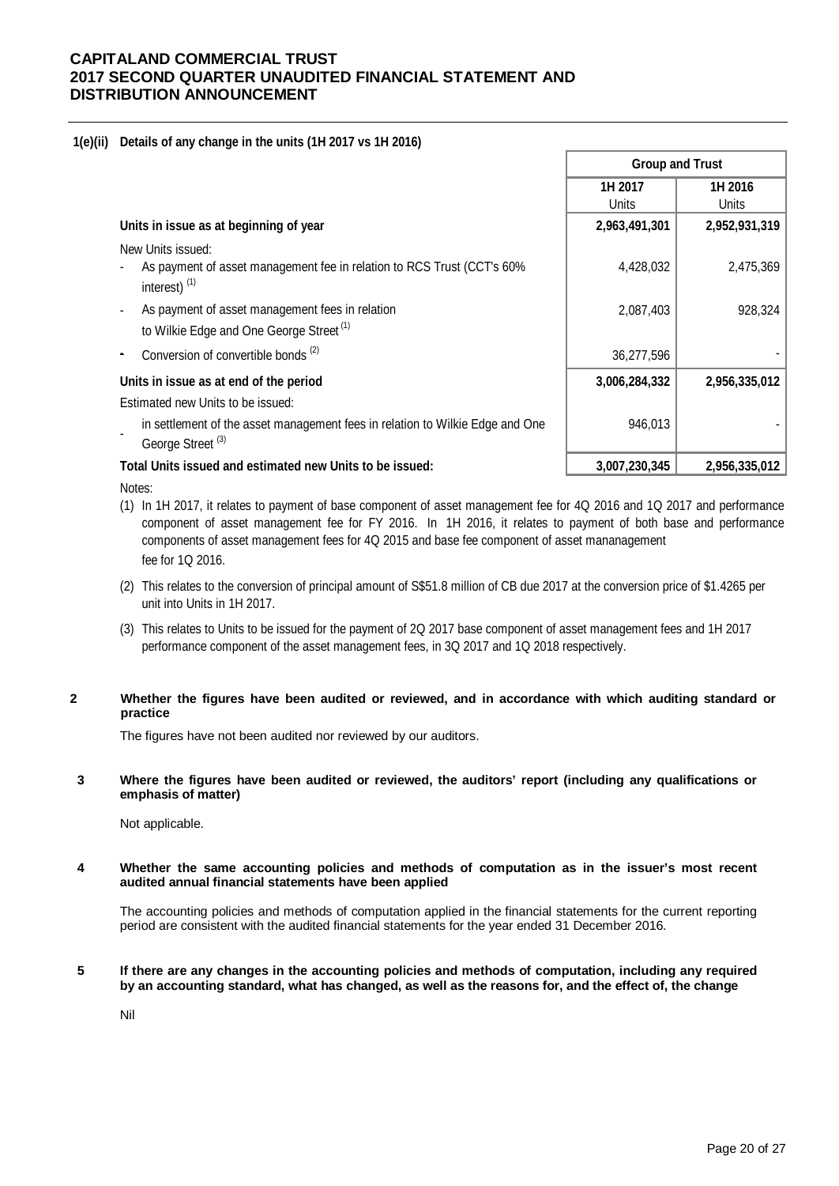**1(e)(ii) Details of any change in the units (1H 2017 vs 1H 2016)**

| | Group and Trust | |
|---|---|---|
| | 1H 2017<br>Units | 1H 2016<br>Units |
| **Units in issue as at beginning of year** | **2,963,491,301** | **2,952,931,319** |
| New Units issued: | | |
| - As payment of asset management fee in relation to RCS Trust (CCT's 60% interest) [1] | 4,428,032 | 2,475,369 |
| - As payment of asset management fees in relation to Wilkie Edge and One George Street [1] | 2,087,403 | 928,324 |
| - Conversion of convertible bonds [2] | 36,277,596 | - |
| **Units in issue as at end of the period** | **3,006,284,332** | **2,956,335,012** |
| Estimated new Units to be issued: | | |
| - in settlement of the asset management fees in relation to Wilkie Edge and One George Street [3] | 946,013 | - |
| **Total Units issued and estimated new Units to be issued:** | **3,007,230,345** | **2,956,335,012** |

Notes:

(1) In 1H 2017, it relates to payment of base component of asset management fee for 4Q 2016 and 1Q 2017 and performance component of asset management fee for FY 2016. In 1H 2016, it relates to payment of both base and performance components of asset management fees for 4Q 2015 and base fee component of asset mananagement fee for 1Q 2016.

(2) This relates to the conversion of principal amount of S$51.8 million of CB due 2017 at the conversion price of $1.4265 per unit into Units in 1H 2017.

(3) This relates to Units to be issued for the payment of 2Q 2017 base component of asset management fees and 1H 2017 performance component of the asset management fees, in 3Q 2017 and 1Q 2018 respectively.

**2 Whether the figures have been audited or reviewed, and in accordance with which auditing standard or practice**

The figures have not been audited nor reviewed by our auditors.

**3 Where the figures have been audited or reviewed, the auditors' report (including any qualifications or emphasis of matter)**

Not applicable.

**4 Whether the same accounting policies and methods of computation as in the issuer's most recent audited annual financial statements have been applied**

The accounting policies and methods of computation applied in the financial statements for the current reporting period are consistent with the audited financial statements for the year ended 31 December 2016.

**5 If there are any changes in the accounting policies and methods of computation, including any required by an accounting standard, what has changed, as well as the reasons for, and the effect of, the change**

Nil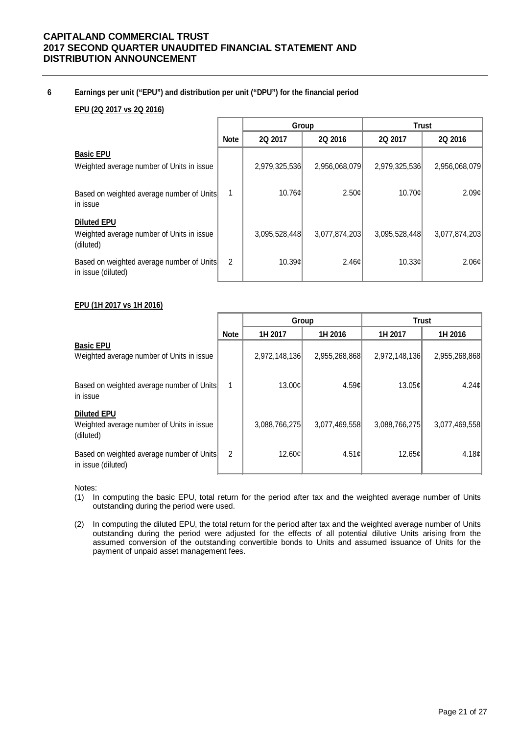### 6 Earnings per unit ("EPU") and distribution per unit ("DPU") for the financial period

**EPU (2Q 2017 vs 2Q 2016)**

| | | Group | | Trust | |
|---|---|---|---|---|---|
| | **Note** | **2Q 2017** | **2Q 2016** | **2Q 2017** | **2Q 2016** |
| **Basic EPU** | | | | | |
| Weighted average number of Units in issue | | 2,979,325,536 | 2,956,068,079 | 2,979,325,536 | 2,956,068,079 |
| Based on weighted average number of Units in issue | 1 | 10.76¢ | 2.50¢ | 10.70¢ | 2.09¢ |
| **Diluted EPU** | | | | | |
| Weighted average number of Units in issue (diluted) | | 3,095,528,448 | 3,077,874,203 | 3,095,528,448 | 3,077,874,203 |
| Based on weighted average number of Units in issue (diluted) | 2 | 10.39¢ | 2.46¢ | 10.33¢ | 2.06¢ |

**EPU (1H 2017 vs 1H 2016)**

| | | Group | | Trust | |
|---|---|---|---|---|---|
| | **Note** | **1H 2017** | **1H 2016** | **1H 2017** | **1H 2016** |
| **Basic EPU** | | | | | |
| Weighted average number of Units in issue | | 2,972,148,136 | 2,955,268,868 | 2,972,148,136 | 2,955,268,868 |
| Based on weighted average number of Units in issue | 1 | 13.00¢ | 4.59¢ | 13.05¢ | 4.24¢ |
| **Diluted EPU** | | | | | |
| Weighted average number of Units in issue (diluted) | | 3,088,766,275 | 3,077,469,558 | 3,088,766,275 | 3,077,469,558 |
| Based on weighted average number of Units in issue (diluted) | 2 | 12.60¢ | 4.51¢ | 12.65¢ | 4.18¢ |

Notes:

(1) In computing the basic EPU, total return for the period after tax and the weighted average number of Units outstanding during the period were used.

(2) In computing the diluted EPU, the total return for the period after tax and the weighted average number of Units outstanding during the period were adjusted for the effects of all potential dilutive Units arising from the assumed conversion of the outstanding convertible bonds to Units and assumed issuance of Units for the payment of unpaid asset management fees.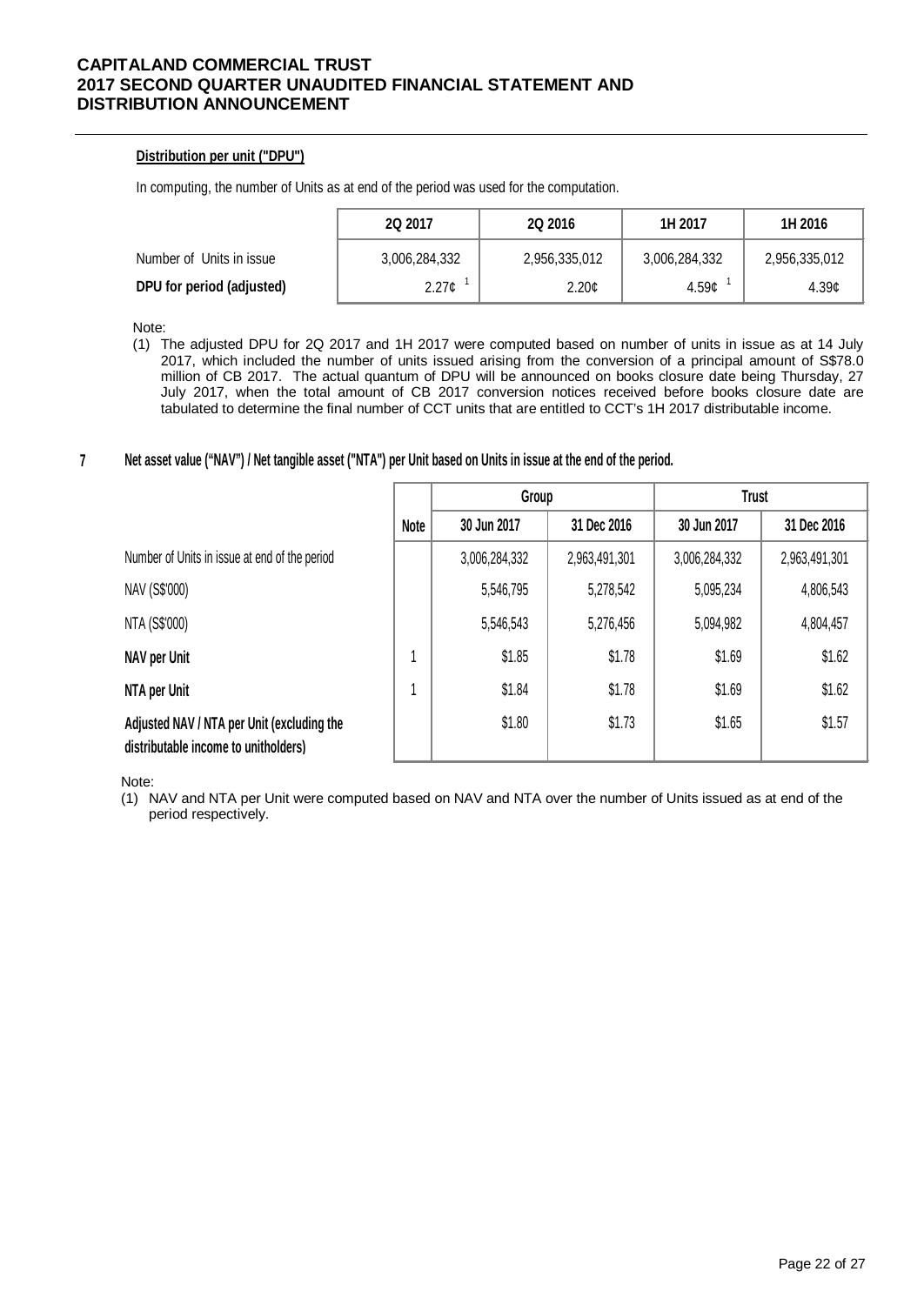**Distribution per unit ("DPU")**

In computing, the number of Units as at end of the period was used for the computation.

| | 2Q 2017 | 2Q 2016 | 1H 2017 | 1H 2016 |
|---|---|---|---|---|
| Number of Units in issue | 3,006,284,332 | 2,956,335,012 | 3,006,284,332 | 2,956,335,012 |
| **DPU for period (adjusted)** | 2.27¢ [1] | 2.20¢ | 4.59¢ [1] | 4.39¢ |

Note:

(1) The adjusted DPU for 2Q 2017 and 1H 2017 were computed based on number of units in issue as at 14 July 2017, which included the number of units issued arising from the conversion of a principal amount of S$78.0 million of CB 2017. The actual quantum of DPU will be announced on books closure date being Thursday, 27 July 2017, when the total amount of CB 2017 conversion notices received before books closure date are tabulated to determine the final number of CCT units that are entitled to CCT's 1H 2017 distributable income.

**7 Net asset value ("NAV") / Net tangible asset ("NTA") per Unit based on Units in issue at the end of the period.**

| | Note | Group | | Trust | |
|---|---|---|---|---|---|
| | | 30 Jun 2017 | 31 Dec 2016 | 30 Jun 2017 | 31 Dec 2016 |
| Number of Units in issue at end of the period | | 3,006,284,332 | 2,963,491,301 | 3,006,284,332 | 2,963,491,301 |
| NAV (S$'000) | | 5,546,795 | 5,278,542 | 5,095,234 | 4,806,543 |
| NTA (S$'000) | | 5,546,543 | 5,276,456 | 5,094,982 | 4,804,457 |
| **NAV per Unit** | 1 | $1.85 | $1.78 | $1.69 | $1.62 |
| **NTA per Unit** | 1 | $1.84 | $1.78 | $1.69 | $1.62 |
| **Adjusted NAV / NTA per Unit (excluding the distributable income to unitholders)** | | $1.80 | $1.73 | $1.65 | $1.57 |

Note:

(1) NAV and NTA per Unit were computed based on NAV and NTA over the number of Units issued as at end of the period respectively.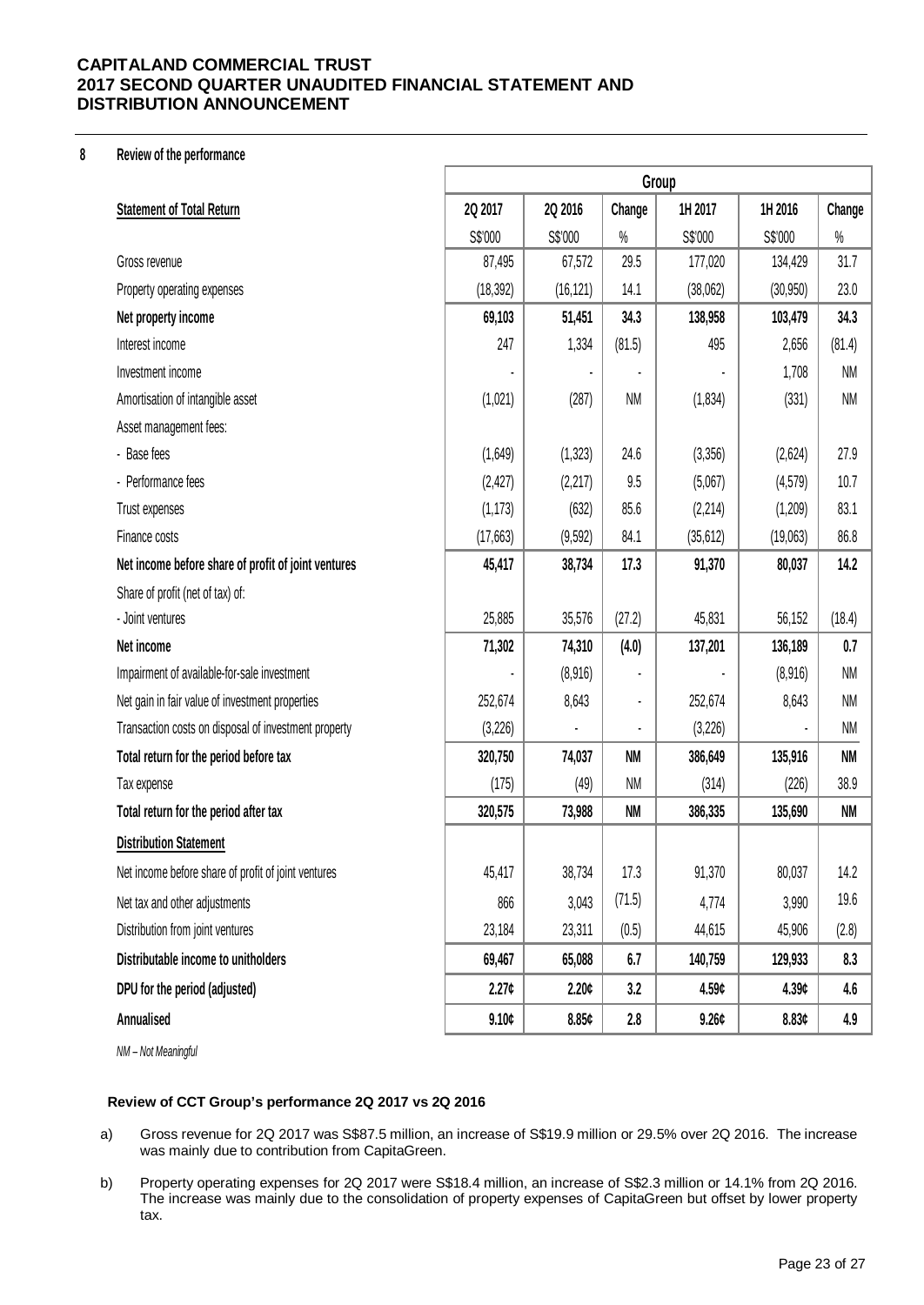## 8 Review of the performance

| Statement of Total Return | Group | | | | | |
|---|---|---|---|---|---|---|
| | 2Q 2017 | 2Q 2016 | Change | 1H 2017 | 1H 2016 | Change |
| | S$'000 | S$'000 | % | S$'000 | S$'000 | % |
| Gross revenue | 87,495 | 67,572 | 29.5 | 177,020 | 134,429 | 31.7 |
| Property operating expenses | (18,392) | (16,121) | 14.1 | (38,062) | (30,950) | 23.0 |
| **Net property income** | **69,103** | **51,451** | **34.3** | **138,958** | **103,479** | **34.3** |
| Interest income | 247 | 1,334 | (81.5) | 495 | 2,656 | (81.4) |
| Investment income | - | - | - | - | 1,708 | NM |
| Amortisation of intangible asset | (1,021) | (287) | NM | (1,834) | (331) | NM |
| Asset management fees: | | | | | | |
| - Base fees | (1,649) | (1,323) | 24.6 | (3,356) | (2,624) | 27.9 |
| - Performance fees | (2,427) | (2,217) | 9.5 | (5,067) | (4,579) | 10.7 |
| Trust expenses | (1,173) | (632) | 85.6 | (2,214) | (1,209) | 83.1 |
| Finance costs | (17,663) | (9,592) | 84.1 | (35,612) | (19,063) | 86.8 |
| **Net income before share of profit of joint ventures** | **45,417** | **38,734** | **17.3** | **91,370** | **80,037** | **14.2** |
| Share of profit (net of tax) of: | | | | | | |
| - Joint ventures | 25,885 | 35,576 | (27.2) | 45,831 | 56,152 | (18.4) |
| **Net income** | **71,302** | **74,310** | **(4.0)** | **137,201** | **136,189** | **0.7** |
| Impairment of available-for-sale investment | - | (8,916) | - | - | (8,916) | NM |
| Net gain in fair value of investment properties | 252,674 | 8,643 | - | 252,674 | 8,643 | NM |
| Transaction costs on disposal of investment property | (3,226) | - | - | (3,226) | - | NM |
| **Total return for the period before tax** | **320,750** | **74,037** | **NM** | **386,649** | **135,916** | **NM** |
| Tax expense | (175) | (49) | NM | (314) | (226) | 38.9 |
| **Total return for the period after tax** | **320,575** | **73,988** | **NM** | **386,335** | **135,690** | **NM** |
| **Distribution Statement** | | | | | | |
| Net income before share of profit of joint ventures | 45,417 | 38,734 | 17.3 | 91,370 | 80,037 | 14.2 |
| Net tax and other adjustments | 866 | 3,043 | (71.5) | 4,774 | 3,990 | 19.6 |
| Distribution from joint ventures | 23,184 | 23,311 | (0.5) | 44,615 | 45,906 | (2.8) |
| **Distributable income to unitholders** | **69,467** | **65,088** | **6.7** | **140,759** | **129,933** | **8.3** |
| **DPU for the period (adjusted)** | **2.27¢** | **2.20¢** | **3.2** | **4.59¢** | **4.39¢** | **4.6** |
| **Annualised** | **9.10¢** | **8.85¢** | **2.8** | **9.26¢** | **8.83¢** | **4.9** |

*NM – Not Meaningful*

**Review of CCT Group's performance 2Q 2017 vs 2Q 2016**

a) Gross revenue for 2Q 2017 was S$87.5 million, an increase of S$19.9 million or 29.5% over 2Q 2016. The increase was mainly due to contribution from CapitaGreen.

b) Property operating expenses for 2Q 2017 were S$18.4 million, an increase of S$2.3 million or 14.1% from 2Q 2016. The increase was mainly due to the consolidation of property expenses of CapitaGreen but offset by lower property tax.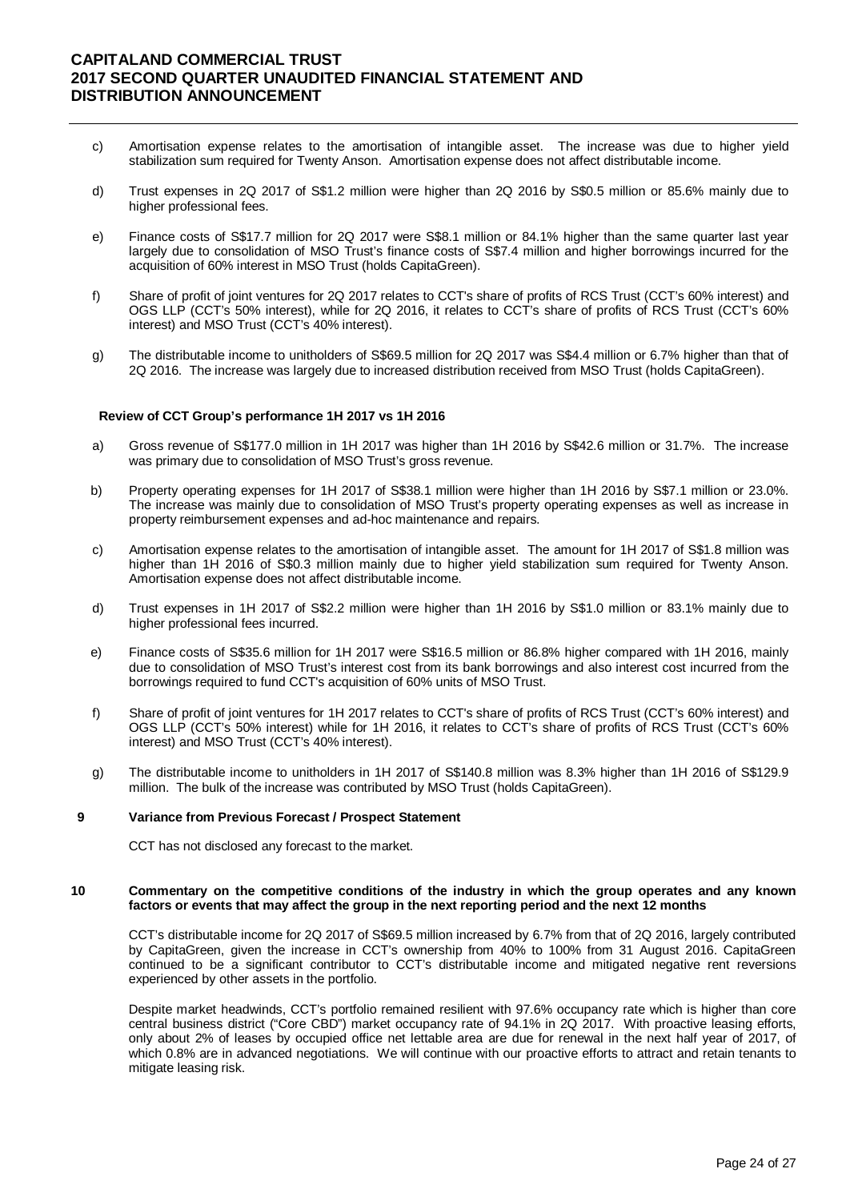c) Amortisation expense relates to the amortisation of intangible asset. The increase was due to higher yield stabilization sum required for Twenty Anson. Amortisation expense does not affect distributable income.

d) Trust expenses in 2Q 2017 of S$1.2 million were higher than 2Q 2016 by S$0.5 million or 85.6% mainly due to higher professional fees.

e) Finance costs of S$17.7 million for 2Q 2017 were S$8.1 million or 84.1% higher than the same quarter last year largely due to consolidation of MSO Trust's finance costs of S$7.4 million and higher borrowings incurred for the acquisition of 60% interest in MSO Trust (holds CapitaGreen).

f) Share of profit of joint ventures for 2Q 2017 relates to CCT's share of profits of RCS Trust (CCT's 60% interest) and OGS LLP (CCT's 50% interest), while for 2Q 2016, it relates to CCT's share of profits of RCS Trust (CCT's 60% interest) and MSO Trust (CCT's 40% interest).

g) The distributable income to unitholders of S$69.5 million for 2Q 2017 was S$4.4 million or 6.7% higher than that of 2Q 2016. The increase was largely due to increased distribution received from MSO Trust (holds CapitaGreen).

**Review of CCT Group's performance 1H 2017 vs 1H 2016**

a) Gross revenue of S$177.0 million in 1H 2017 was higher than 1H 2016 by S$42.6 million or 31.7%. The increase was primary due to consolidation of MSO Trust's gross revenue.

b) Property operating expenses for 1H 2017 of S$38.1 million were higher than 1H 2016 by S$7.1 million or 23.0%. The increase was mainly due to consolidation of MSO Trust's property operating expenses as well as increase in property reimbursement expenses and ad-hoc maintenance and repairs.

c) Amortisation expense relates to the amortisation of intangible asset. The amount for 1H 2017 of S$1.8 million was higher than 1H 2016 of S$0.3 million mainly due to higher yield stabilization sum required for Twenty Anson. Amortisation expense does not affect distributable income.

d) Trust expenses in 1H 2017 of S$2.2 million were higher than 1H 2016 by S$1.0 million or 83.1% mainly due to higher professional fees incurred.

e) Finance costs of S$35.6 million for 1H 2017 were S$16.5 million or 86.8% higher compared with 1H 2016, mainly due to consolidation of MSO Trust's interest cost from its bank borrowings and also interest cost incurred from the borrowings required to fund CCT's acquisition of 60% units of MSO Trust.

f) Share of profit of joint ventures for 1H 2017 relates to CCT's share of profits of RCS Trust (CCT's 60% interest) and OGS LLP (CCT's 50% interest) while for 1H 2016, it relates to CCT's share of profits of RCS Trust (CCT's 60% interest) and MSO Trust (CCT's 40% interest).

g) The distributable income to unitholders in 1H 2017 of S$140.8 million was 8.3% higher than 1H 2016 of S$129.9 million. The bulk of the increase was contributed by MSO Trust (holds CapitaGreen).

## 9 Variance from Previous Forecast / Prospect Statement

CCT has not disclosed any forecast to the market.

## 10 Commentary on the competitive conditions of the industry in which the group operates and any known factors or events that may affect the group in the next reporting period and the next 12 months

CCT's distributable income for 2Q 2017 of S$69.5 million increased by 6.7% from that of 2Q 2016, largely contributed by CapitaGreen, given the increase in CCT's ownership from 40% to 100% from 31 August 2016. CapitaGreen continued to be a significant contributor to CCT's distributable income and mitigated negative rent reversions experienced by other assets in the portfolio.

Despite market headwinds, CCT's portfolio remained resilient with 97.6% occupancy rate which is higher than core central business district ("Core CBD") market occupancy rate of 94.1% in 2Q 2017. With proactive leasing efforts, only about 2% of leases by occupied office net lettable area are due for renewal in the next half year of 2017, of which 0.8% are in advanced negotiations. We will continue with our proactive efforts to attract and retain tenants to mitigate leasing risk.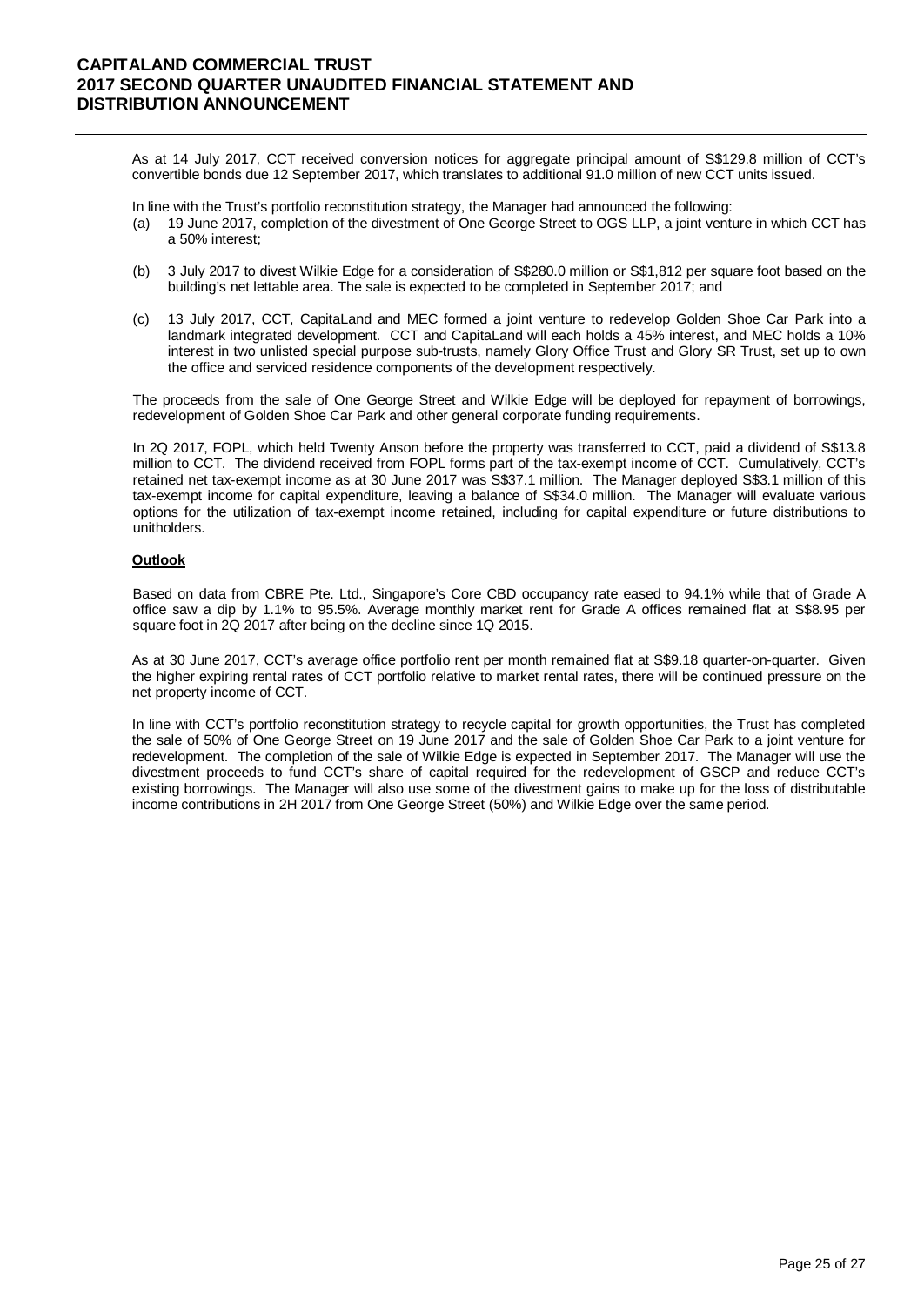As at 14 July 2017, CCT received conversion notices for aggregate principal amount of S$129.8 million of CCT's convertible bonds due 12 September 2017, which translates to additional 91.0 million of new CCT units issued.

In line with the Trust's portfolio reconstitution strategy, the Manager had announced the following:

(a) 19 June 2017, completion of the divestment of One George Street to OGS LLP, a joint venture in which CCT has a 50% interest;

(b) 3 July 2017 to divest Wilkie Edge for a consideration of S$280.0 million or S$1,812 per square foot based on the building's net lettable area. The sale is expected to be completed in September 2017; and

(c) 13 July 2017, CCT, CapitaLand and MEC formed a joint venture to redevelop Golden Shoe Car Park into a landmark integrated development. CCT and CapitaLand will each holds a 45% interest, and MEC holds a 10% interest in two unlisted special purpose sub-trusts, namely Glory Office Trust and Glory SR Trust, set up to own the office and serviced residence components of the development respectively.

The proceeds from the sale of One George Street and Wilkie Edge will be deployed for repayment of borrowings, redevelopment of Golden Shoe Car Park and other general corporate funding requirements.

In 2Q 2017, FOPL, which held Twenty Anson before the property was transferred to CCT, paid a dividend of S$13.8 million to CCT. The dividend received from FOPL forms part of the tax-exempt income of CCT. Cumulatively, CCT's retained net tax-exempt income as at 30 June 2017 was S$37.1 million. The Manager deployed S$3.1 million of this tax-exempt income for capital expenditure, leaving a balance of S$34.0 million. The Manager will evaluate various options for the utilization of tax-exempt income retained, including for capital expenditure or future distributions to unitholders.

**Outlook**

Based on data from CBRE Pte. Ltd., Singapore's Core CBD occupancy rate eased to 94.1% while that of Grade A office saw a dip by 1.1% to 95.5%. Average monthly market rent for Grade A offices remained flat at S$8.95 per square foot in 2Q 2017 after being on the decline since 1Q 2015.

As at 30 June 2017, CCT's average office portfolio rent per month remained flat at S$9.18 quarter-on-quarter. Given the higher expiring rental rates of CCT portfolio relative to market rental rates, there will be continued pressure on the net property income of CCT.

In line with CCT's portfolio reconstitution strategy to recycle capital for growth opportunities, the Trust has completed the sale of 50% of One George Street on 19 June 2017 and the sale of Golden Shoe Car Park to a joint venture for redevelopment. The completion of the sale of Wilkie Edge is expected in September 2017. The Manager will use the divestment proceeds to fund CCT's share of capital required for the redevelopment of GSCP and reduce CCT's existing borrowings. The Manager will also use some of the divestment gains to make up for the loss of distributable income contributions in 2H 2017 from One George Street (50%) and Wilkie Edge over the same period.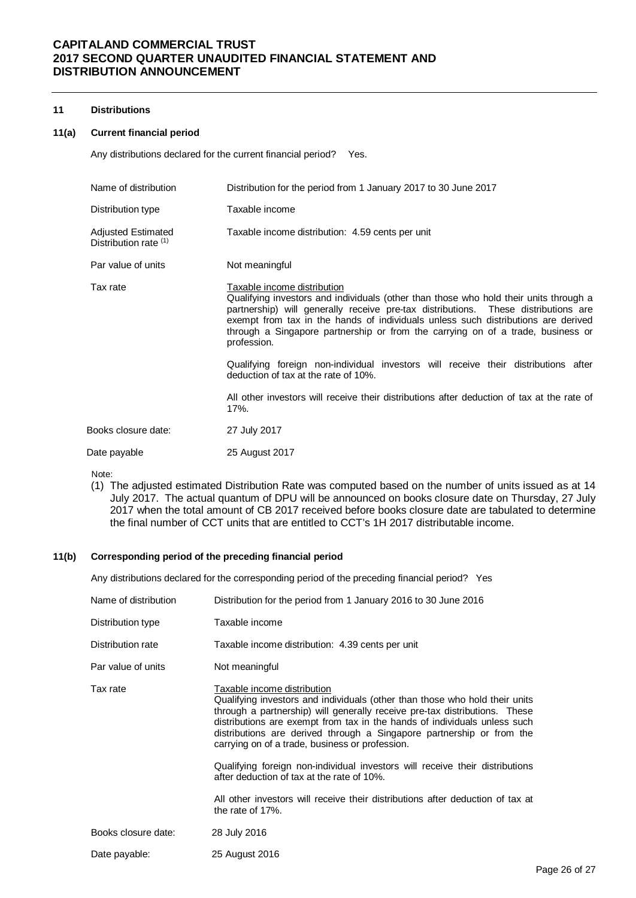## 11 Distributions

### 11(a) Current financial period

Any distributions declared for the current financial period? Yes.

| | |
|---|---|
| Name of distribution | Distribution for the period from 1 January 2017 to 30 June 2017 |
| Distribution type | Taxable income |
| Adjusted Estimated Distribution rate [(1)] | Taxable income distribution: 4.59 cents per unit |
| Par value of units | Not meaningful |
| Tax rate | Taxable income distribution<br>Qualifying investors and individuals (other than those who hold their units through a partnership) will generally receive pre-tax distributions. These distributions are exempt from tax in the hands of individuals unless such distributions are derived through a Singapore partnership or from the carrying on of a trade, business or profession.<br><br>Qualifying foreign non-individual investors will receive their distributions after deduction of tax at the rate of 10%.<br><br>All other investors will receive their distributions after deduction of tax at the rate of 17%. |
| Books closure date: | 27 July 2017 |
| Date payable | 25 August 2017 |

Note:

(1) The adjusted estimated Distribution Rate was computed based on the number of units issued as at 14 July 2017. The actual quantum of DPU will be announced on books closure date on Thursday, 27 July 2017 when the total amount of CB 2017 received before books closure date are tabulated to determine the final number of CCT units that are entitled to CCT's 1H 2017 distributable income.

### 11(b) Corresponding period of the preceding financial period

Any distributions declared for the corresponding period of the preceding financial period? Yes

| | |
|---|---|
| Name of distribution | Distribution for the period from 1 January 2016 to 30 June 2016 |
| Distribution type | Taxable income |
| Distribution rate | Taxable income distribution: 4.39 cents per unit |
| Par value of units | Not meaningful |
| Tax rate | Taxable income distribution<br>Qualifying investors and individuals (other than those who hold their units through a partnership) will generally receive pre-tax distributions. These distributions are exempt from tax in the hands of individuals unless such distributions are derived through a Singapore partnership or from the carrying on of a trade, business or profession.<br><br>Qualifying foreign non-individual investors will receive their distributions after deduction of tax at the rate of 10%.<br><br>All other investors will receive their distributions after deduction of tax at the rate of 17%. |
| Books closure date: | 28 July 2016 |
| Date payable: | 25 August 2016 |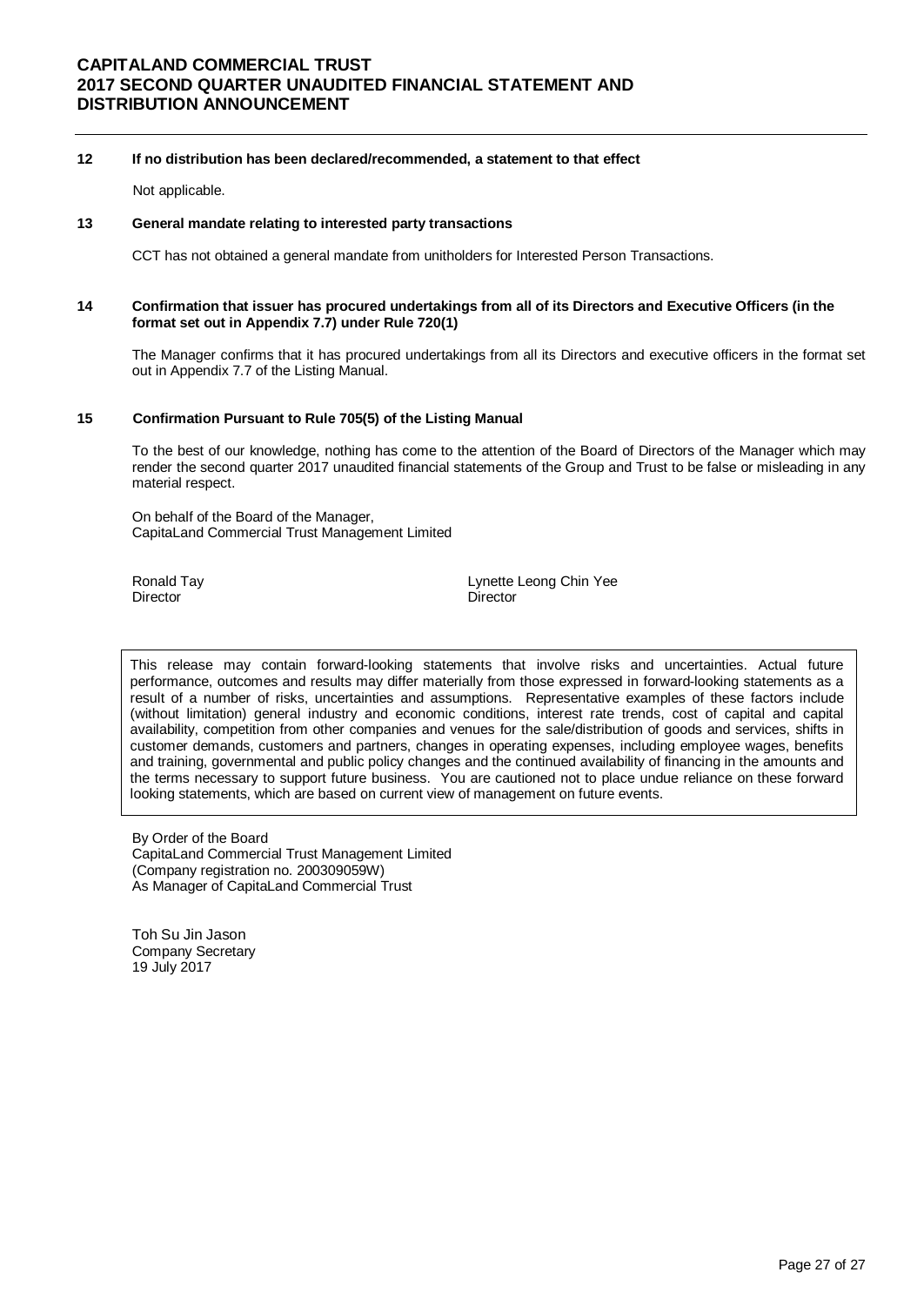**12 If no distribution has been declared/recommended, a statement to that effect**

Not applicable.

**13 General mandate relating to interested party transactions**

CCT has not obtained a general mandate from unitholders for Interested Person Transactions.

**14 Confirmation that issuer has procured undertakings from all of its Directors and Executive Officers (in the format set out in Appendix 7.7) under Rule 720(1)**

The Manager confirms that it has procured undertakings from all its Directors and executive officers in the format set out in Appendix 7.7 of the Listing Manual.

**15 Confirmation Pursuant to Rule 705(5) of the Listing Manual**

To the best of our knowledge, nothing has come to the attention of the Board of Directors of the Manager which may render the second quarter 2017 unaudited financial statements of the Group and Trust to be false or misleading in any material respect.

On behalf of the Board of the Manager,
CapitaLand Commercial Trust Management Limited

Ronald Tay
Director

Lynette Leong Chin Yee
Director

This release may contain forward-looking statements that involve risks and uncertainties. Actual future performance, outcomes and results may differ materially from those expressed in forward-looking statements as a result of a number of risks, uncertainties and assumptions. Representative examples of these factors include (without limitation) general industry and economic conditions, interest rate trends, cost of capital and capital availability, competition from other companies and venues for the sale/distribution of goods and services, shifts in customer demands, customers and partners, changes in operating expenses, including employee wages, benefits and training, governmental and public policy changes and the continued availability of financing in the amounts and the terms necessary to support future business. You are cautioned not to place undue reliance on these forward looking statements, which are based on current view of management on future events.

By Order of the Board
CapitaLand Commercial Trust Management Limited
(Company registration no. 200309059W)
As Manager of CapitaLand Commercial Trust

Toh Su Jin Jason
Company Secretary
19 July 2017